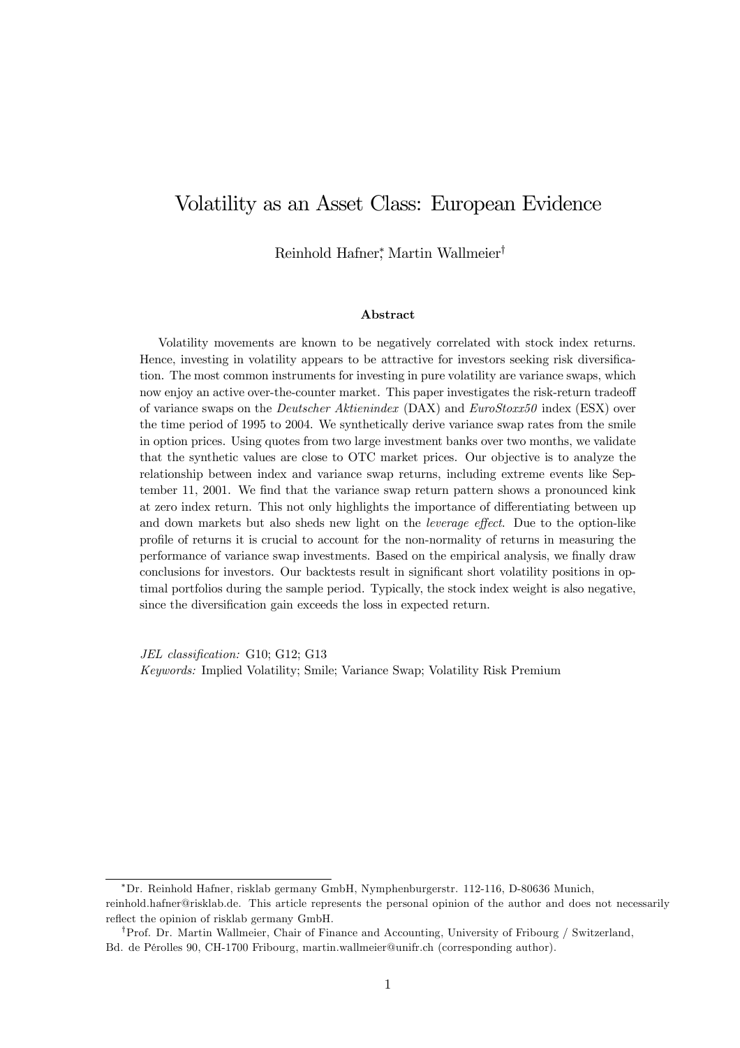# Volatility as an Asset Class: European Evidence

Reinhold Hafner[*], Martin Wallmeier[†]

### Abstract

Volatility movements are known to be negatively correlated with stock index returns. Hence, investing in volatility appears to be attractive for investors seeking risk diversification. The most common instruments for investing in pure volatility are variance swaps, which now enjoy an active over-the-counter market. This paper investigates the risk-return tradeoff of variance swaps on the *Deutscher Aktienindex* (DAX) and *EuroStoxx50* index (ESX) over the time period of 1995 to 2004. We synthetically derive variance swap rates from the smile in option prices. Using quotes from two large investment banks over two months, we validate that the synthetic values are close to OTC market prices. Our objective is to analyze the relationship between index and variance swap returns, including extreme events like September 11, 2001. We find that the variance swap return pattern shows a pronounced kink at zero index return. This not only highlights the importance of differentiating between up and down markets but also sheds new light on the *leverage effect*. Due to the option-like profile of returns it is crucial to account for the non-normality of returns in measuring the performance of variance swap investments. Based on the empirical analysis, we finally draw conclusions for investors. Our backtests result in significant short volatility positions in optimal portfolios during the sample period. Typically, the stock index weight is also negative, since the diversification gain exceeds the loss in expected return.

*JEL classification:* G10; G12; G13
*Keywords:* Implied Volatility; Smile; Variance Swap; Volatility Risk Premium

---

[*] Dr. Reinhold Hafner, risklab germany GmbH, Nymphenburgerstr. 112-116, D-80636 Munich, reinhold.hafner@risklab.de. This article represents the personal opinion of the author and does not necessarily reflect the opinion of risklab germany GmbH.

[†] Prof. Dr. Martin Wallmeier, Chair of Finance and Accounting, University of Fribourg / Switzerland, Bd. de Pérolles 90, CH-1700 Fribourg, martin.wallmeier@unifr.ch (corresponding author).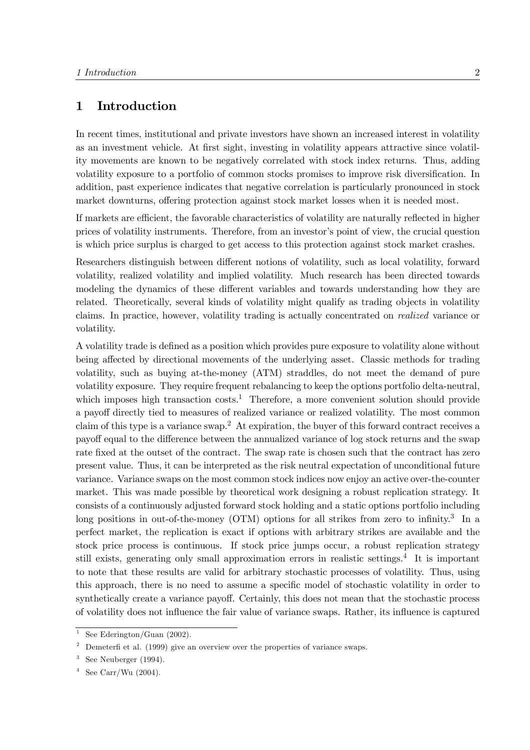# 1 Introduction

In recent times, institutional and private investors have shown an increased interest in volatility as an investment vehicle. At first sight, investing in volatility appears attractive since volatility movements are known to be negatively correlated with stock index returns. Thus, adding volatility exposure to a portfolio of common stocks promises to improve risk diversification. In addition, past experience indicates that negative correlation is particularly pronounced in stock market downturns, offering protection against stock market losses when it is needed most.

If markets are efficient, the favorable characteristics of volatility are naturally reflected in higher prices of volatility instruments. Therefore, from an investor's point of view, the crucial question is which price surplus is charged to get access to this protection against stock market crashes.

Researchers distinguish between different notions of volatility, such as local volatility, forward volatility, realized volatility and implied volatility. Much research has been directed towards modeling the dynamics of these different variables and towards understanding how they are related. Theoretically, several kinds of volatility might qualify as trading objects in volatility claims. In practice, however, volatility trading is actually concentrated on *realized* variance or volatility.

A volatility trade is defined as a position which provides pure exposure to volatility alone without being affected by directional movements of the underlying asset. Classic methods for trading volatility, such as buying at-the-money (ATM) straddles, do not meet the demand of pure volatility exposure. They require frequent rebalancing to keep the options portfolio delta-neutral, which imposes high transaction costs.[1] Therefore, a more convenient solution should provide a payoff directly tied to measures of realized variance or realized volatility. The most common claim of this type is a variance swap.[2] At expiration, the buyer of this forward contract receives a payoff equal to the difference between the annualized variance of log stock returns and the swap rate fixed at the outset of the contract. The swap rate is chosen such that the contract has zero present value. Thus, it can be interpreted as the risk neutral expectation of unconditional future variance. Variance swaps on the most common stock indices now enjoy an active over-the-counter market. This was made possible by theoretical work designing a robust replication strategy. It consists of a continuously adjusted forward stock holding and a static options portfolio including long positions in out-of-the-money (OTM) options for all strikes from zero to infinity.[3] In a perfect market, the replication is exact if options with arbitrary strikes are available and the stock price process is continuous. If stock price jumps occur, a robust replication strategy still exists, generating only small approximation errors in realistic settings.[4] It is important to note that these results are valid for arbitrary stochastic processes of volatility. Thus, using this approach, there is no need to assume a specific model of stochastic volatility in order to synthetically create a variance payoff. Certainly, this does not mean that the stochastic process of volatility does not influence the fair value of variance swaps. Rather, its influence is captured

[1] See Ederington/Guan (2002).

[2] Demeterfi et al. (1999) give an overview over the properties of variance swaps.

[3] See Neuberger (1994).

[4] See Carr/Wu (2004).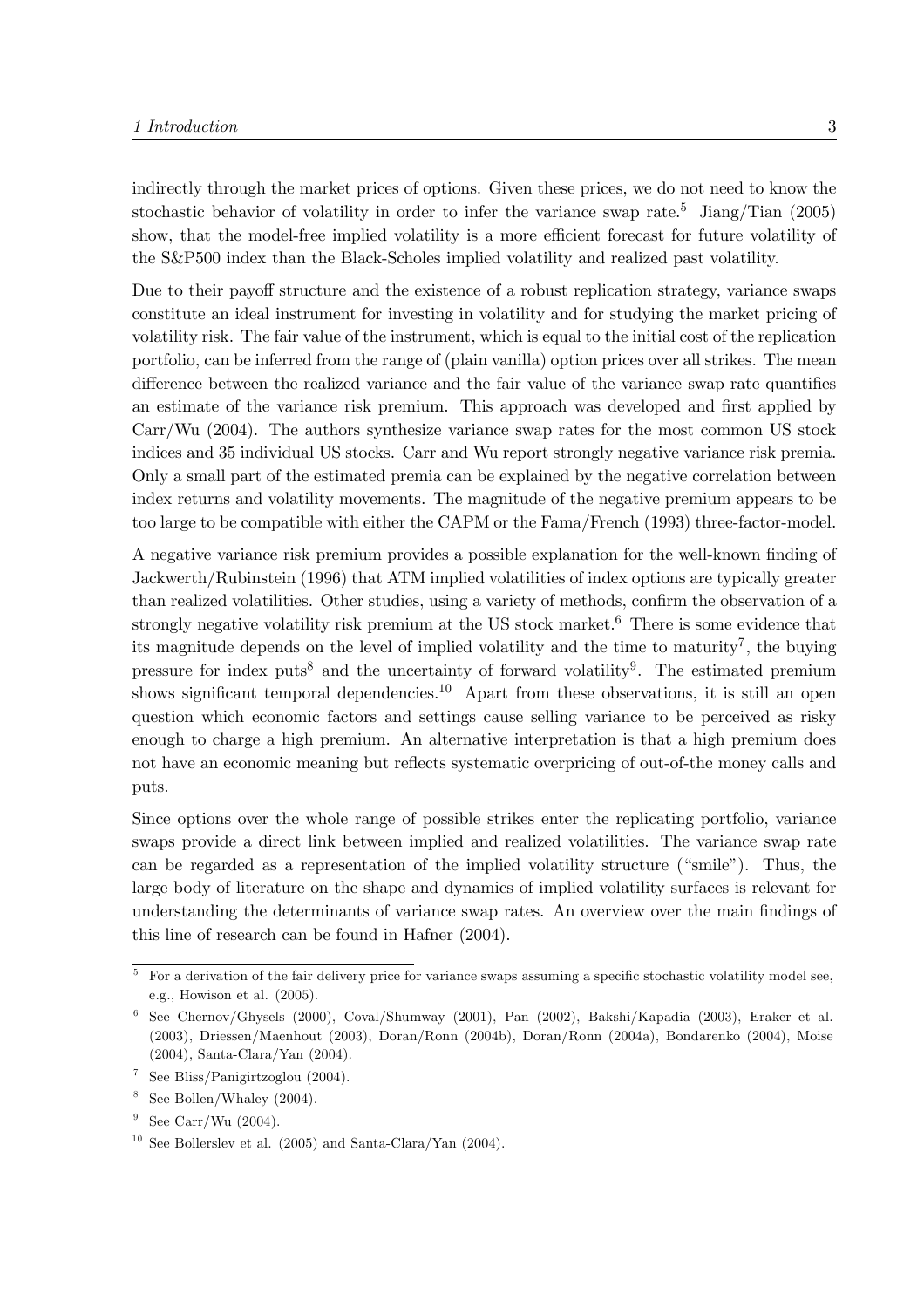indirectly through the market prices of options. Given these prices, we do not need to know the stochastic behavior of volatility in order to infer the variance swap rate.[5] Jiang/Tian (2005) show, that the model-free implied volatility is a more efficient forecast for future volatility of the S&P500 index than the Black-Scholes implied volatility and realized past volatility.

Due to their payoff structure and the existence of a robust replication strategy, variance swaps constitute an ideal instrument for investing in volatility and for studying the market pricing of volatility risk. The fair value of the instrument, which is equal to the initial cost of the replication portfolio, can be inferred from the range of (plain vanilla) option prices over all strikes. The mean difference between the realized variance and the fair value of the variance swap rate quantifies an estimate of the variance risk premium. This approach was developed and first applied by Carr/Wu (2004). The authors synthesize variance swap rates for the most common US stock indices and 35 individual US stocks. Carr and Wu report strongly negative variance risk premia. Only a small part of the estimated premia can be explained by the negative correlation between index returns and volatility movements. The magnitude of the negative premium appears to be too large to be compatible with either the CAPM or the Fama/French (1993) three-factor-model.

A negative variance risk premium provides a possible explanation for the well-known finding of Jackwerth/Rubinstein (1996) that ATM implied volatilities of index options are typically greater than realized volatilities. Other studies, using a variety of methods, confirm the observation of a strongly negative volatility risk premium at the US stock market.[6] There is some evidence that its magnitude depends on the level of implied volatility and the time to maturity[7], the buying pressure for index puts[8] and the uncertainty of forward volatility[9]. The estimated premium shows significant temporal dependencies.[10] Apart from these observations, it is still an open question which economic factors and settings cause selling variance to be perceived as risky enough to charge a high premium. An alternative interpretation is that a high premium does not have an economic meaning but reflects systematic overpricing of out-of-the money calls and puts.

Since options over the whole range of possible strikes enter the replicating portfolio, variance swaps provide a direct link between implied and realized volatilities. The variance swap rate can be regarded as a representation of the implied volatility structure ("smile"). Thus, the large body of literature on the shape and dynamics of implied volatility surfaces is relevant for understanding the determinants of variance swap rates. An overview over the main findings of this line of research can be found in Hafner (2004).

---

[5] For a derivation of the fair delivery price for variance swaps assuming a specific stochastic volatility model see, e.g., Howison et al. (2005).

[6] See Chernov/Ghysels (2000), Coval/Shumway (2001), Pan (2002), Bakshi/Kapadia (2003), Eraker et al. (2003), Driessen/Maenhout (2003), Doran/Ronn (2004b), Doran/Ronn (2004a), Bondarenko (2004), Moise (2004), Santa-Clara/Yan (2004).

[7] See Bliss/Panigirtzoglou (2004).

[8] See Bollen/Whaley (2004).

[9] See Carr/Wu (2004).

[10] See Bollerslev et al. (2005) and Santa-Clara/Yan (2004).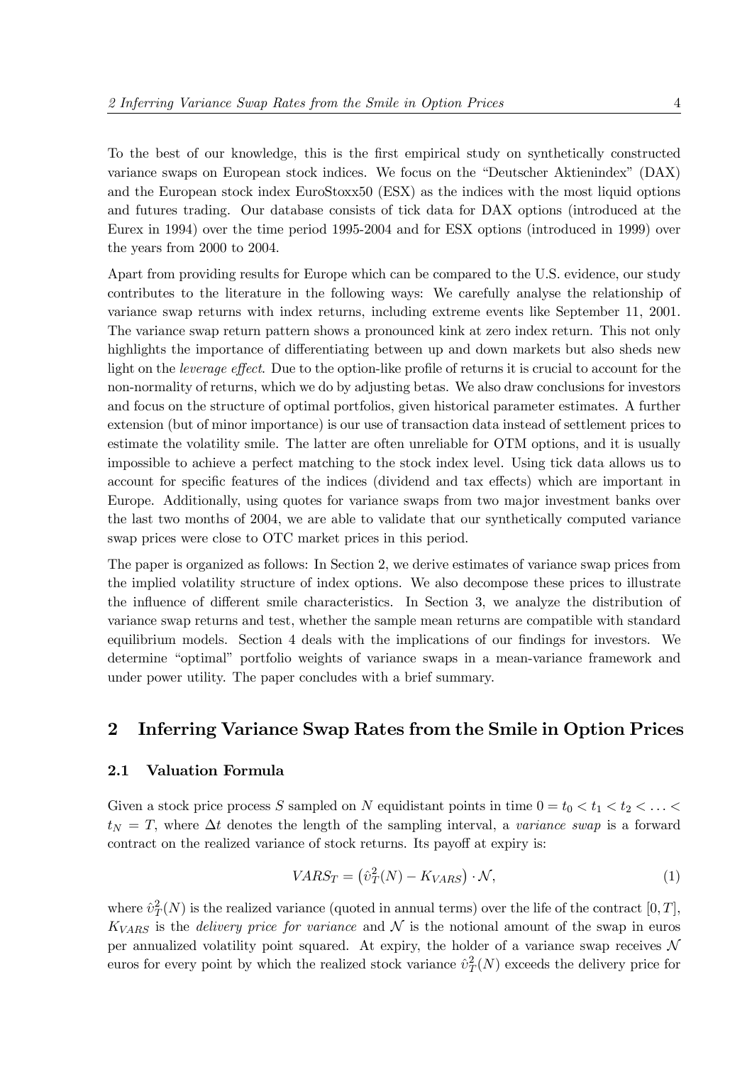To the best of our knowledge, this is the first empirical study on synthetically constructed variance swaps on European stock indices. We focus on the "Deutscher Aktienindex" (DAX) and the European stock index EuroStoxx50 (ESX) as the indices with the most liquid options and futures trading. Our database consists of tick data for DAX options (introduced at the Eurex in 1994) over the time period 1995-2004 and for ESX options (introduced in 1999) over the years from 2000 to 2004.

Apart from providing results for Europe which can be compared to the U.S. evidence, our study contributes to the literature in the following ways: We carefully analyse the relationship of variance swap returns with index returns, including extreme events like September 11, 2001. The variance swap return pattern shows a pronounced kink at zero index return. This not only highlights the importance of differentiating between up and down markets but also sheds new light on the *leverage effect*. Due to the option-like profile of returns it is crucial to account for the non-normality of returns, which we do by adjusting betas. We also draw conclusions for investors and focus on the structure of optimal portfolios, given historical parameter estimates. A further extension (but of minor importance) is our use of transaction data instead of settlement prices to estimate the volatility smile. The latter are often unreliable for OTM options, and it is usually impossible to achieve a perfect matching to the stock index level. Using tick data allows us to account for specific features of the indices (dividend and tax effects) which are important in Europe. Additionally, using quotes for variance swaps from two major investment banks over the last two months of 2004, we are able to validate that our synthetically computed variance swap prices were close to OTC market prices in this period.

The paper is organized as follows: In Section 2, we derive estimates of variance swap prices from the implied volatility structure of index options. We also decompose these prices to illustrate the influence of different smile characteristics. In Section 3, we analyze the distribution of variance swap returns and test, whether the sample mean returns are compatible with standard equilibrium models. Section 4 deals with the implications of our findings for investors. We determine "optimal" portfolio weights of variance swaps in a mean-variance framework and under power utility. The paper concludes with a brief summary.

## 2 Inferring Variance Swap Rates from the Smile in Option Prices

### 2.1 Valuation Formula

Given a stock price process $S$ sampled on $N$ equidistant points in time $0 = t_0 < t_1 < t_2 < \ldots < t_N = T$, where $\Delta t$ denotes the length of the sampling interval, a *variance swap* is a forward contract on the realized variance of stock returns. Its payoff at expiry is:

$$VARS_T = \left(\hat{v}_T^2(N) - K_{VARS}\right) \cdot \mathcal{N}, \tag{1}$$

where $\hat{v}_T^2(N)$ is the realized variance (quoted in annual terms) over the life of the contract $[0, T]$, $K_{VARS}$ is the *delivery price for variance* and $\mathcal{N}$ is the notional amount of the swap in euros per annualized volatility point squared. At expiry, the holder of a variance swap receives $\mathcal{N}$ euros for every point by which the realized stock variance $\hat{v}_T^2(N)$ exceeds the delivery price for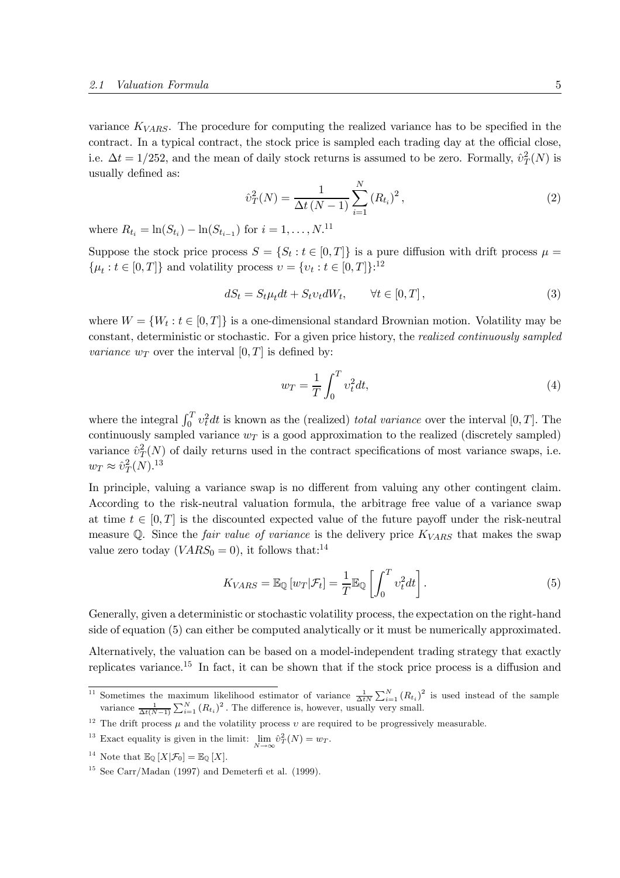variance $K_{VARS}$. The procedure for computing the realized variance has to be specified in the contract. In a typical contract, the stock price is sampled each trading day at the official close, i.e. $\Delta t = 1/252$, and the mean of daily stock returns is assumed to be zero. Formally, $\hat{\upsilon}_T^2(N)$ is usually defined as:

$$\hat{\upsilon}_T^2(N) = \frac{1}{\Delta t\,(N-1)} \sum_{i=1}^{N} \left(R_{t_i}\right)^2, \tag{2}$$

where $R_{t_i} = \ln(S_{t_i}) - \ln(S_{t_{i-1}})$ for $i = 1, \ldots, N$.[11]

Suppose the stock price process $S = \{S_t : t \in [0,T]\}$ is a pure diffusion with drift process $\mu = \{\mu_t : t \in [0,T]\}$ and volatility process $\upsilon = \{\upsilon_t : t \in [0,T]\}$:[12]

$$dS_t = S_t \mu_t dt + S_t \upsilon_t dW_t, \qquad \forall t \in [0,T], \tag{3}$$

where $W = \{W_t : t \in [0,T]\}$ is a one-dimensional standard Brownian motion. Volatility may be constant, deterministic or stochastic. For a given price history, the *realized continuously sampled variance* $w_T$ over the interval $[0,T]$ is defined by:

$$w_T = \frac{1}{T} \int_0^T \upsilon_t^2 dt, \tag{4}$$

where the integral $\int_0^T \upsilon_t^2 dt$ is known as the (realized) *total variance* over the interval $[0,T]$. The continuously sampled variance $w_T$ is a good approximation to the realized (discretely sampled) variance $\hat{\upsilon}_T^2(N)$ of daily returns used in the contract specifications of most variance swaps, i.e. $w_T \approx \hat{\upsilon}_T^2(N)$.[13]

In principle, valuing a variance swap is no different from valuing any other contingent claim. According to the risk-neutral valuation formula, the arbitrage free value of a variance swap at time $t \in [0,T]$ is the discounted expected value of the future payoff under the risk-neutral measure $\mathbb{Q}$. Since the *fair value of variance* is the delivery price $K_{VARS}$ that makes the swap value zero today ($VARS_0 = 0$), it follows that:[14]

$$K_{VARS} = \mathbb{E}_{\mathbb{Q}}\left[w_T | \mathcal{F}_t\right] = \frac{1}{T} \mathbb{E}_{\mathbb{Q}}\left[\int_0^T \upsilon_t^2 dt\right]. \tag{5}$$

Generally, given a deterministic or stochastic volatility process, the expectation on the right-hand side of equation (5) can either be computed analytically or it must be numerically approximated.

Alternatively, the valuation can be based on a model-independent trading strategy that exactly replicates variance.[15] In fact, it can be shown that if the stock price process is a diffusion and

---

[11] Sometimes the maximum likelihood estimator of variance $\frac{1}{\Delta t N} \sum_{i=1}^{N} \left(R_{t_i}\right)^2$ is used instead of the sample variance $\frac{1}{\Delta t (N-1)} \sum_{i=1}^{N} \left(R_{t_i}\right)^2$. The difference is, however, usually very small.

[12] The drift process $\mu$ and the volatility process $\upsilon$ are required to be progressively measurable.

[13] Exact equality is given in the limit: $\lim_{N \to \infty} \hat{\upsilon}_T^2(N) = w_T$.

[14] Note that $\mathbb{E}_{\mathbb{Q}}\left[X | \mathcal{F}_0\right] = \mathbb{E}_{\mathbb{Q}}\left[X\right]$.

[15] See Carr/Madan (1997) and Demeterfi et al. (1999).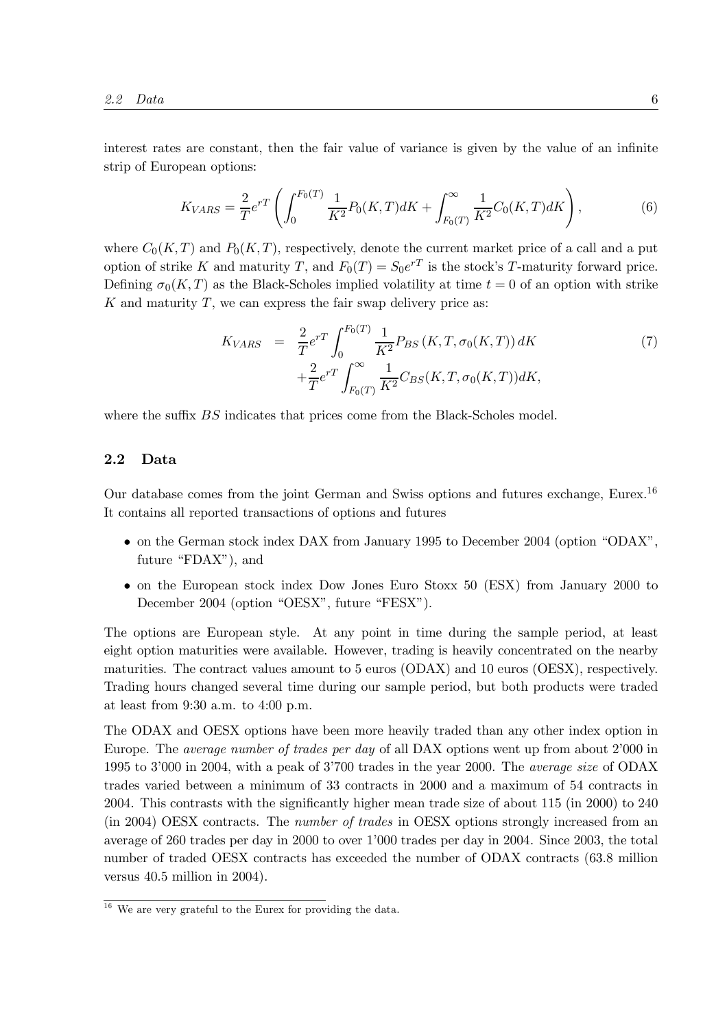interest rates are constant, then the fair value of variance is given by the value of an infinite strip of European options:

$$K_{VARS} = \frac{2}{T} e^{rT} \left( \int_0^{F_0(T)} \frac{1}{K^2} P_0(K,T) dK + \int_{F_0(T)}^{\infty} \frac{1}{K^2} C_0(K,T) dK \right), \tag{6}$$

where $C_0(K,T)$ and $P_0(K,T)$, respectively, denote the current market price of a call and a put option of strike $K$ and maturity $T$, and $F_0(T) = S_0 e^{rT}$ is the stock's $T$-maturity forward price. Defining $\sigma_0(K,T)$ as the Black-Scholes implied volatility at time $t = 0$ of an option with strike $K$ and maturity $T$, we can express the fair swap delivery price as:

$$\begin{aligned} K_{VARS} &= \frac{2}{T} e^{rT} \int_0^{F_0(T)} \frac{1}{K^2} P_{BS}\left(K, T, \sigma_0(K,T)\right) dK \\ &\quad + \frac{2}{T} e^{rT} \int_{F_0(T)}^{\infty} \frac{1}{K^2} C_{BS}(K, T, \sigma_0(K,T)) dK, \end{aligned} \tag{7}$$

where the suffix $BS$ indicates that prices come from the Black-Scholes model.

## 2.2 Data

Our database comes from the joint German and Swiss options and futures exchange, Eurex.[16] It contains all reported transactions of options and futures

- on the German stock index DAX from January 1995 to December 2004 (option "ODAX", future "FDAX"), and
- on the European stock index Dow Jones Euro Stoxx 50 (ESX) from January 2000 to December 2004 (option "OESX", future "FESX").

The options are European style. At any point in time during the sample period, at least eight option maturities were available. However, trading is heavily concentrated on the nearby maturities. The contract values amount to 5 euros (ODAX) and 10 euros (OESX), respectively. Trading hours changed several time during our sample period, but both products were traded at least from 9:30 a.m. to 4:00 p.m.

The ODAX and OESX options have been more heavily traded than any other index option in Europe. The *average number of trades per day* of all DAX options went up from about 2'000 in 1995 to 3'000 in 2004, with a peak of 3'700 trades in the year 2000. The *average size* of ODAX trades varied between a minimum of 33 contracts in 2000 and a maximum of 54 contracts in 2004. This contrasts with the significantly higher mean trade size of about 115 (in 2000) to 240 (in 2004) OESX contracts. The *number of trades* in OESX options strongly increased from an average of 260 trades per day in 2000 to over 1'000 trades per day in 2004. Since 2003, the total number of traded OESX contracts has exceeded the number of ODAX contracts (63.8 million versus 40.5 million in 2004).

[16] We are very grateful to the Eurex for providing the data.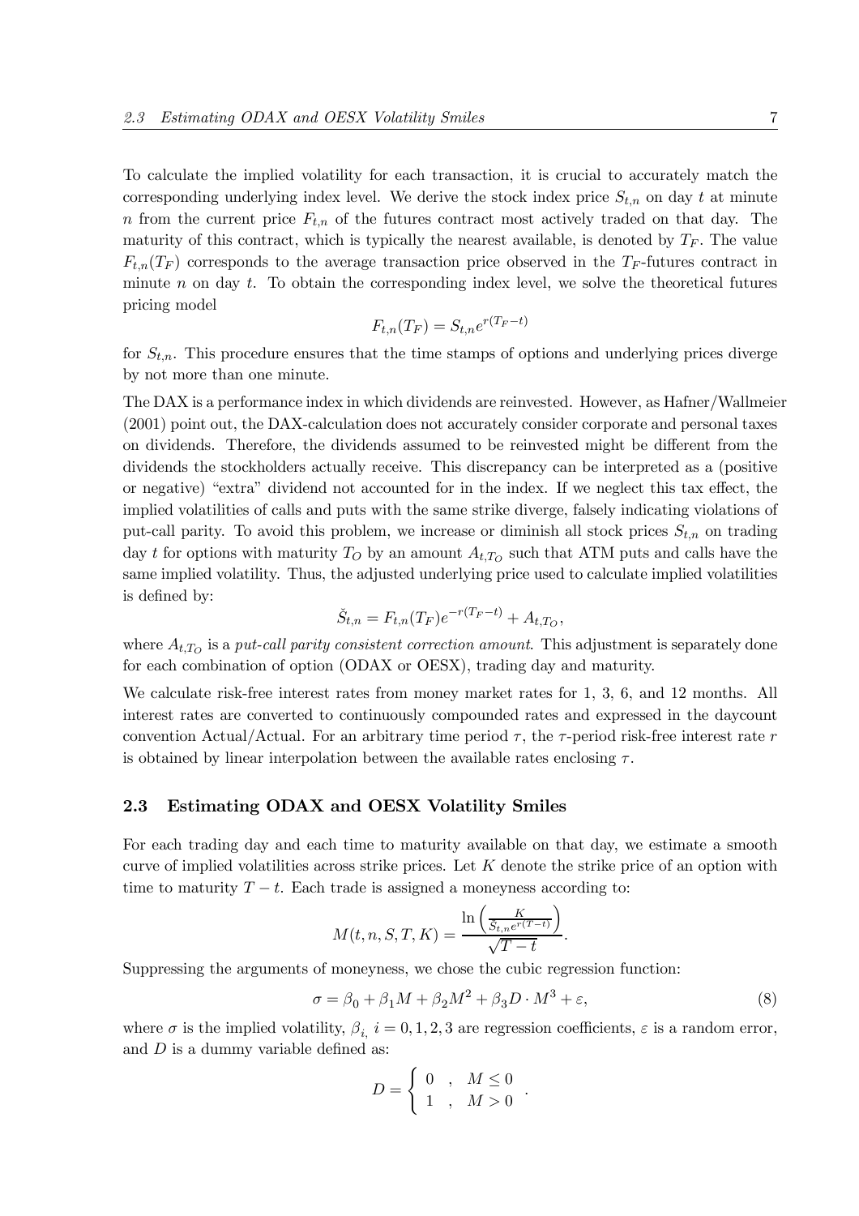To calculate the implied volatility for each transaction, it is crucial to accurately match the corresponding underlying index level. We derive the stock index price $S_{t,n}$ on day $t$ at minute $n$ from the current price $F_{t,n}$ of the futures contract most actively traded on that day. The maturity of this contract, which is typically the nearest available, is denoted by $T_F$. The value $F_{t,n}(T_F)$ corresponds to the average transaction price observed in the $T_F$-futures contract in minute $n$ on day $t$. To obtain the corresponding index level, we solve the theoretical futures pricing model

$$F_{t,n}(T_F) = S_{t,n} e^{r(T_F - t)}$$

for $S_{t,n}$. This procedure ensures that the time stamps of options and underlying prices diverge by not more than one minute.

The DAX is a performance index in which dividends are reinvested. However, as Hafner/Wallmeier (2001) point out, the DAX-calculation does not accurately consider corporate and personal taxes on dividends. Therefore, the dividends assumed to be reinvested might be different from the dividends the stockholders actually receive. This discrepancy can be interpreted as a (positive or negative) "extra" dividend not accounted for in the index. If we neglect this tax effect, the implied volatilities of calls and puts with the same strike diverge, falsely indicating violations of put-call parity. To avoid this problem, we increase or diminish all stock prices $S_{t,n}$ on trading day $t$ for options with maturity $T_O$ by an amount $A_{t,T_O}$ such that ATM puts and calls have the same implied volatility. Thus, the adjusted underlying price used to calculate implied volatilities is defined by:

$$\check{S}_{t,n} = F_{t,n}(T_F) e^{-r(T_F - t)} + A_{t,T_O},$$

where $A_{t,T_O}$ is a *put-call parity consistent correction amount*. This adjustment is separately done for each combination of option (ODAX or OESX), trading day and maturity.

We calculate risk-free interest rates from money market rates for 1, 3, 6, and 12 months. All interest rates are converted to continuously compounded rates and expressed in the daycount convention Actual/Actual. For an arbitrary time period $\tau$, the $\tau$-period risk-free interest rate $r$ is obtained by linear interpolation between the available rates enclosing $\tau$.

## 2.3 Estimating ODAX and OESX Volatility Smiles

For each trading day and each time to maturity available on that day, we estimate a smooth curve of implied volatilities across strike prices. Let $K$ denote the strike price of an option with time to maturity $T - t$. Each trade is assigned a moneyness according to:

$$M(t, n, S, T, K) = \frac{\ln\left(\frac{K}{\check{S}_{t,n} e^{r(T-t)}}\right)}{\sqrt{T - t}}.$$

Suppressing the arguments of moneyness, we chose the cubic regression function:

$$\sigma = \beta_0 + \beta_1 M + \beta_2 M^2 + \beta_3 D \cdot M^3 + \varepsilon, \tag{8}$$

where $\sigma$ is the implied volatility, $\beta_i$, $i = 0, 1, 2, 3$ are regression coefficients, $\varepsilon$ is a random error, and $D$ is a dummy variable defined as:

$$D = \begin{cases} 0 & , \quad M \leq 0 \\ 1 & , \quad M > 0 \end{cases}.$$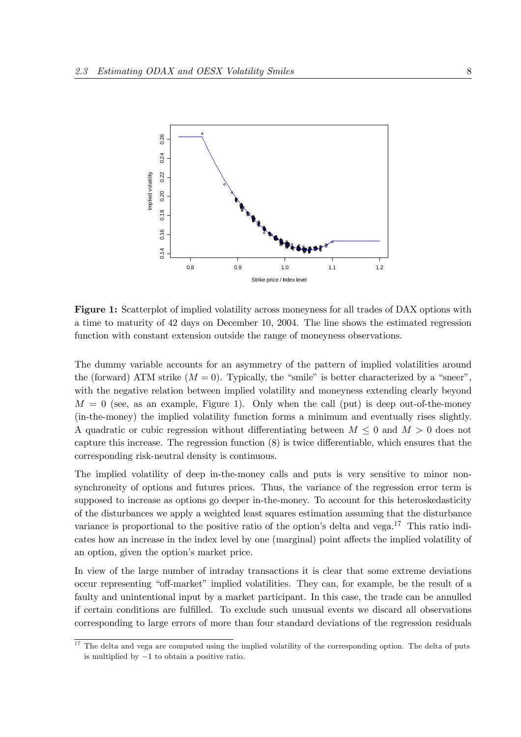**Figure 1:** Scatterplot of implied volatility across moneyness for all trades of DAX options with a time to maturity of 42 days on December 10, 2004. The line shows the estimated regression function with constant extension outside the range of moneyness observations.

The dummy variable accounts for an asymmetry of the pattern of implied volatilities around the (forward) ATM strike ($M = 0$). Typically, the "smile" is better characterized by a "sneer", with the negative relation between implied volatility and moneyness extending clearly beyond $M = 0$ (see, as an example, Figure 1). Only when the call (put) is deep out-of-the-money (in-the-money) the implied volatility function forms a minimum and eventually rises slightly. A quadratic or cubic regression without differentiating between $M \leq 0$ and $M > 0$ does not capture this increase. The regression function (8) is twice differentiable, which ensures that the corresponding risk-neutral density is continuous.

The implied volatility of deep in-the-money calls and puts is very sensitive to minor non-synchroneity of options and futures prices. Thus, the variance of the regression error term is supposed to increase as options go deeper in-the-money. To account for this heteroskedasticity of the disturbances we apply a weighted least squares estimation assuming that the disturbance variance is proportional to the positive ratio of the option's delta and vega.[17] This ratio indicates how an increase in the index level by one (marginal) point affects the implied volatility of an option, given the option's market price.

In view of the large number of intraday transactions it is clear that some extreme deviations occur representing "off-market" implied volatilities. They can, for example, be the result of a faulty and unintentional input by a market participant. In this case, the trade can be annulled if certain conditions are fulfilled. To exclude such unusual events we discard all observations corresponding to large errors of more than four standard deviations of the regression residuals

[17] The delta and vega are computed using the implied volatility of the corresponding option. The delta of puts is multiplied by $-1$ to obtain a positive ratio.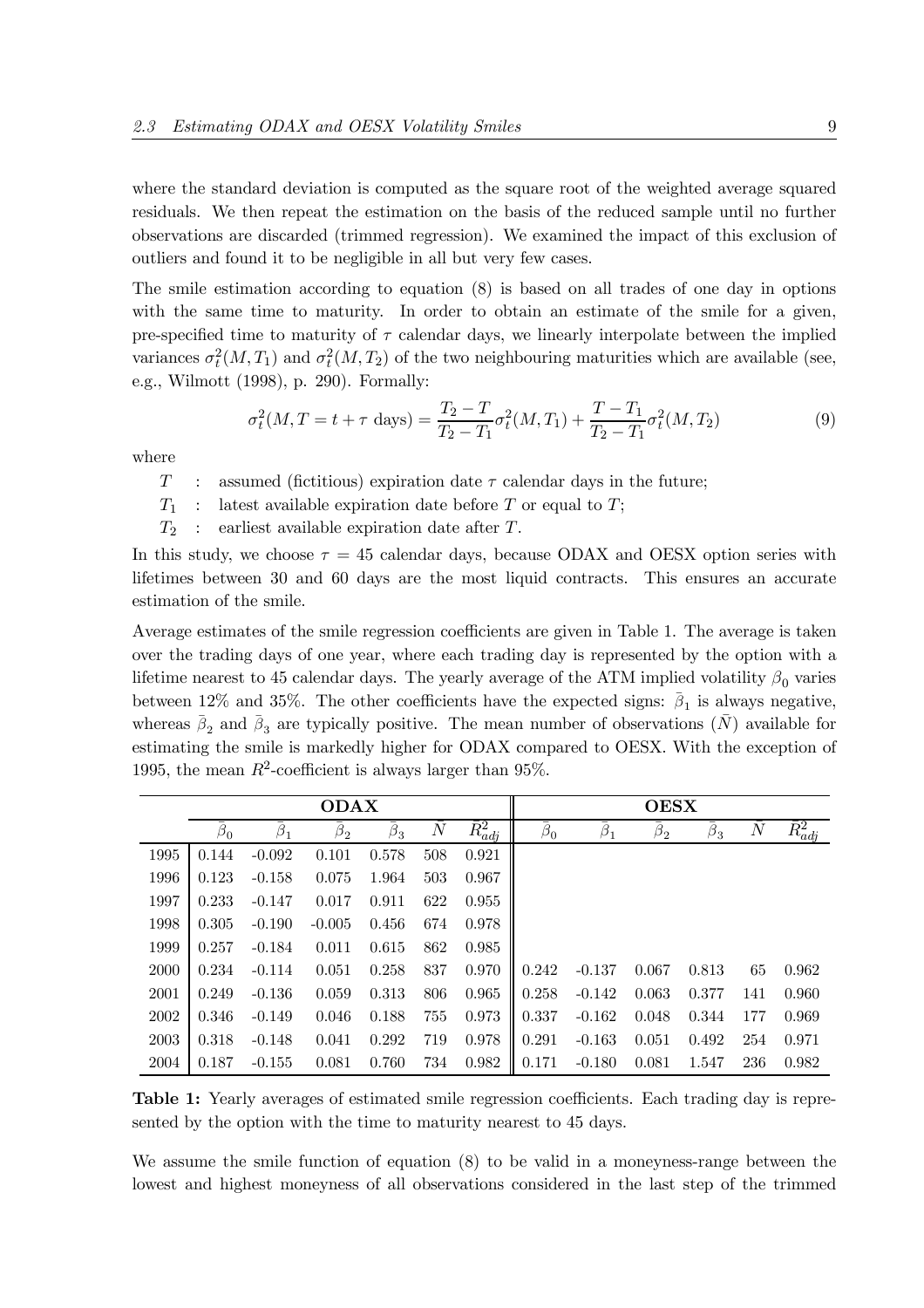where the standard deviation is computed as the square root of the weighted average squared residuals. We then repeat the estimation on the basis of the reduced sample until no further observations are discarded (trimmed regression). We examined the impact of this exclusion of outliers and found it to be negligible in all but very few cases.

The smile estimation according to equation (8) is based on all trades of one day in options with the same time to maturity. In order to obtain an estimate of the smile for a given, pre-specified time to maturity of $\tau$ calendar days, we linearly interpolate between the implied variances $\sigma_t^2(M, T_1)$ and $\sigma_t^2(M, T_2)$ of the two neighbouring maturities which are available (see, e.g., Wilmott (1998), p. 290). Formally:

$$\sigma_t^2(M, T = t + \tau \text{ days}) = \frac{T_2 - T}{T_2 - T_1}\sigma_t^2(M, T_1) + \frac{T - T_1}{T_2 - T_1}\sigma_t^2(M, T_2) \tag{9}$$

where

- $T$ : assumed (fictitious) expiration date $\tau$ calendar days in the future;
- $T_1$ : latest available expiration date before $T$ or equal to $T$;
- $T_2$ : earliest available expiration date after $T$.

In this study, we choose $\tau = 45$ calendar days, because ODAX and OESX option series with lifetimes between 30 and 60 days are the most liquid contracts. This ensures an accurate estimation of the smile.

Average estimates of the smile regression coefficients are given in Table 1. The average is taken over the trading days of one year, where each trading day is represented by the option with a lifetime nearest to 45 calendar days. The yearly average of the ATM implied volatility $\beta_0$ varies between 12% and 35%. The other coefficients have the expected signs: $\bar{\beta}_1$ is always negative, whereas $\bar{\beta}_2$ and $\bar{\beta}_3$ are typically positive. The mean number of observations ($\bar{N}$) available for estimating the smile is markedly higher for ODAX compared to OESX. With the exception of 1995, the mean $R^2$-coefficient is always larger than 95%.

| | **ODAX** | | | | | | **OESX** | | | | | |
|---|---|---|---|---|---|---|---|---|---|---|---|---|
| | $\bar{\beta}_0$ | $\bar{\beta}_1$ | $\bar{\beta}_2$ | $\bar{\beta}_3$ | $\bar{N}$ | $\bar{R}^2_{adj}$ | $\bar{\beta}_0$ | $\bar{\beta}_1$ | $\bar{\beta}_2$ | $\bar{\beta}_3$ | $\bar{N}$ | $\bar{R}^2_{adj}$ |
| 1995 | 0.144 | -0.092 | 0.101 | 0.578 | 508 | 0.921 | | | | | | |
| 1996 | 0.123 | -0.158 | 0.075 | 1.964 | 503 | 0.967 | | | | | | |
| 1997 | 0.233 | -0.147 | 0.017 | 0.911 | 622 | 0.955 | | | | | | |
| 1998 | 0.305 | -0.190 | -0.005 | 0.456 | 674 | 0.978 | | | | | | |
| 1999 | 0.257 | -0.184 | 0.011 | 0.615 | 862 | 0.985 | | | | | | |
| 2000 | 0.234 | -0.114 | 0.051 | 0.258 | 837 | 0.970 | 0.242 | -0.137 | 0.067 | 0.813 | 65 | 0.962 |
| 2001 | 0.249 | -0.136 | 0.059 | 0.313 | 806 | 0.965 | 0.258 | -0.142 | 0.063 | 0.377 | 141 | 0.960 |
| 2002 | 0.346 | -0.149 | 0.046 | 0.188 | 755 | 0.973 | 0.337 | -0.162 | 0.048 | 0.344 | 177 | 0.969 |
| 2003 | 0.318 | -0.148 | 0.041 | 0.292 | 719 | 0.978 | 0.291 | -0.163 | 0.051 | 0.492 | 254 | 0.971 |
| 2004 | 0.187 | -0.155 | 0.081 | 0.760 | 734 | 0.982 | 0.171 | -0.180 | 0.081 | 1.547 | 236 | 0.982 |

**Table 1:** Yearly averages of estimated smile regression coefficients. Each trading day is represented by the option with the time to maturity nearest to 45 days.

We assume the smile function of equation (8) to be valid in a moneyness-range between the lowest and highest moneyness of all observations considered in the last step of the trimmed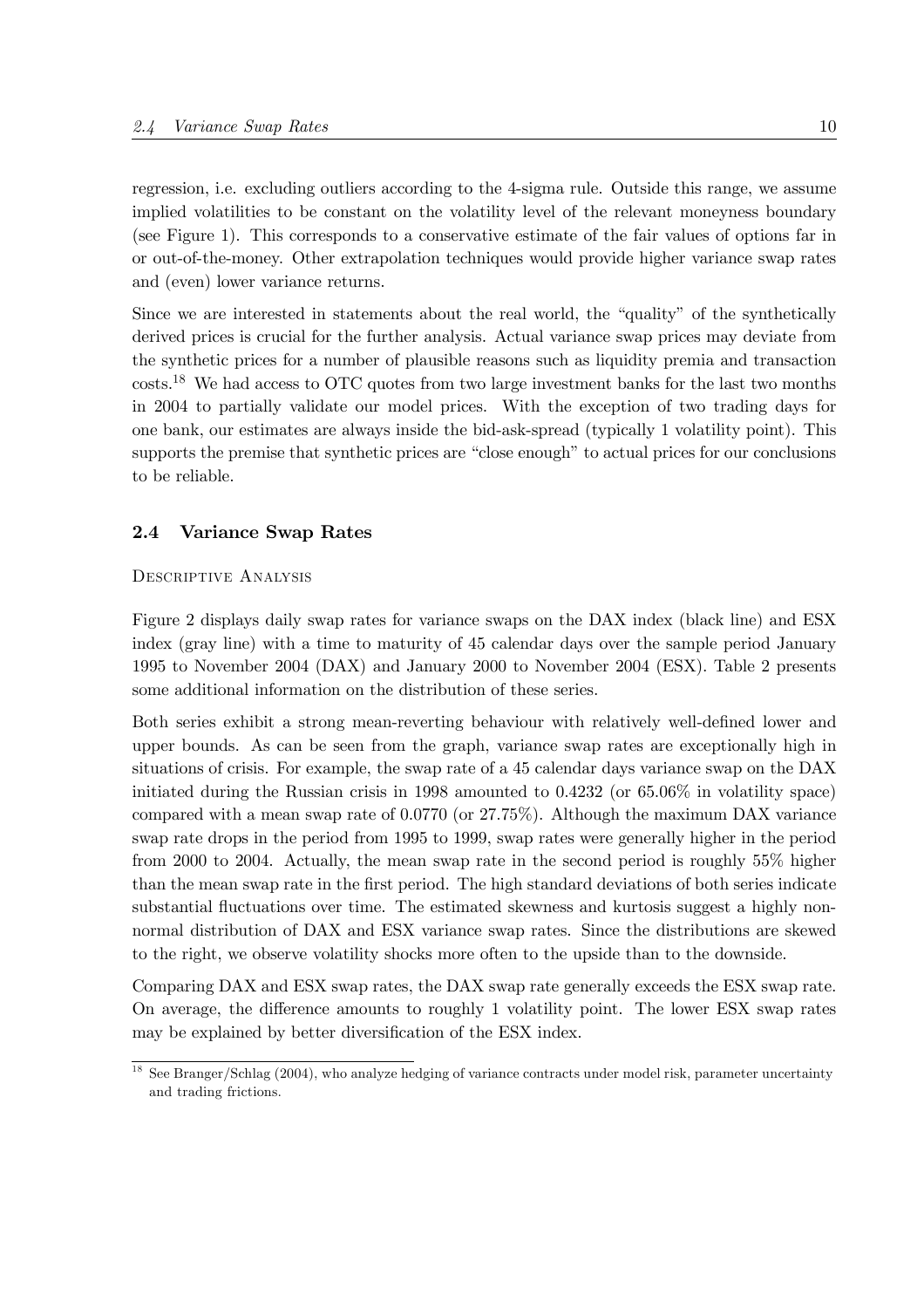regression, i.e. excluding outliers according to the 4-sigma rule. Outside this range, we assume implied volatilities to be constant on the volatility level of the relevant moneyness boundary (see Figure 1). This corresponds to a conservative estimate of the fair values of options far in or out-of-the-money. Other extrapolation techniques would provide higher variance swap rates and (even) lower variance returns.

Since we are interested in statements about the real world, the "quality" of the synthetically derived prices is crucial for the further analysis. Actual variance swap prices may deviate from the synthetic prices for a number of plausible reasons such as liquidity premia and transaction costs.[18] We had access to OTC quotes from two large investment banks for the last two months in 2004 to partially validate our model prices. With the exception of two trading days for one bank, our estimates are always inside the bid-ask-spread (typically 1 volatility point). This supports the premise that synthetic prices are "close enough" to actual prices for our conclusions to be reliable.

## 2.4 Variance Swap Rates

### Descriptive Analysis

Figure 2 displays daily swap rates for variance swaps on the DAX index (black line) and ESX index (gray line) with a time to maturity of 45 calendar days over the sample period January 1995 to November 2004 (DAX) and January 2000 to November 2004 (ESX). Table 2 presents some additional information on the distribution of these series.

Both series exhibit a strong mean-reverting behaviour with relatively well-defined lower and upper bounds. As can be seen from the graph, variance swap rates are exceptionally high in situations of crisis. For example, the swap rate of a 45 calendar days variance swap on the DAX initiated during the Russian crisis in 1998 amounted to 0.4232 (or 65.06% in volatility space) compared with a mean swap rate of 0.0770 (or 27.75%). Although the maximum DAX variance swap rate drops in the period from 1995 to 1999, swap rates were generally higher in the period from 2000 to 2004. Actually, the mean swap rate in the second period is roughly 55% higher than the mean swap rate in the first period. The high standard deviations of both series indicate substantial fluctuations over time. The estimated skewness and kurtosis suggest a highly non-normal distribution of DAX and ESX variance swap rates. Since the distributions are skewed to the right, we observe volatility shocks more often to the upside than to the downside.

Comparing DAX and ESX swap rates, the DAX swap rate generally exceeds the ESX swap rate. On average, the difference amounts to roughly 1 volatility point. The lower ESX swap rates may be explained by better diversification of the ESX index.

[18] See Branger/Schlag (2004), who analyze hedging of variance contracts under model risk, parameter uncertainty and trading frictions.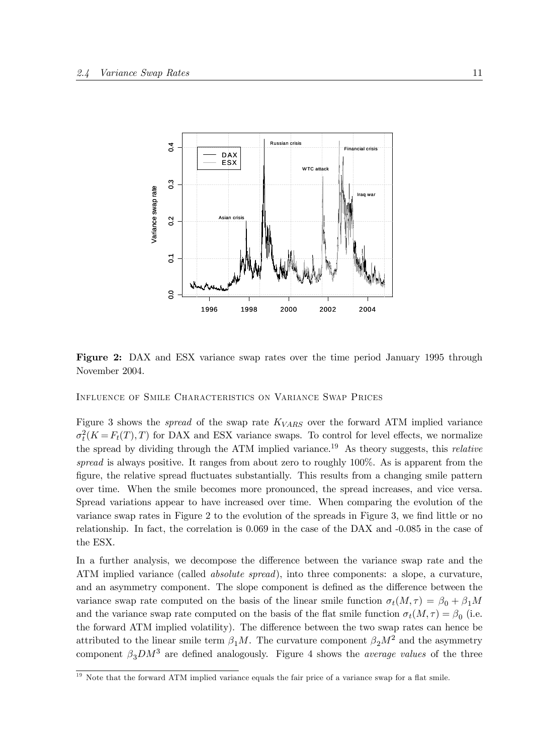**Figure 2:** DAX and ESX variance swap rates over the time period January 1995 through November 2004.

Influence of Smile Characteristics on Variance Swap Prices

Figure 3 shows the *spread* of the swap rate $K_{VARS}$ over the forward ATM implied variance $\sigma_t^2(K = F_t(T), T)$ for DAX and ESX variance swaps. To control for level effects, we normalize the spread by dividing through the ATM implied variance.[19] As theory suggests, this *relative spread* is always positive. It ranges from about zero to roughly 100%. As is apparent from the figure, the relative spread fluctuates substantially. This results from a changing smile pattern over time. When the smile becomes more pronounced, the spread increases, and vice versa. Spread variations appear to have increased over time. When comparing the evolution of the variance swap rates in Figure 2 to the evolution of the spreads in Figure 3, we find little or no relationship. In fact, the correlation is 0.069 in the case of the DAX and -0.085 in the case of the ESX.

In a further analysis, we decompose the difference between the variance swap rate and the ATM implied variance (called *absolute spread*), into three components: a slope, a curvature, and an asymmetry component. The slope component is defined as the difference between the variance swap rate computed on the basis of the linear smile function $\sigma_t(M, \tau) = \beta_0 + \beta_1 M$ and the variance swap rate computed on the basis of the flat smile function $\sigma_t(M, \tau) = \beta_0$ (i.e. the forward ATM implied volatility). The difference between the two swap rates can hence be attributed to the linear smile term $\beta_1 M$. The curvature component $\beta_2 M^2$ and the asymmetry component $\beta_3 D M^3$ are defined analogously. Figure 4 shows the *average values* of the three

[19] Note that the forward ATM implied variance equals the fair price of a variance swap for a flat smile.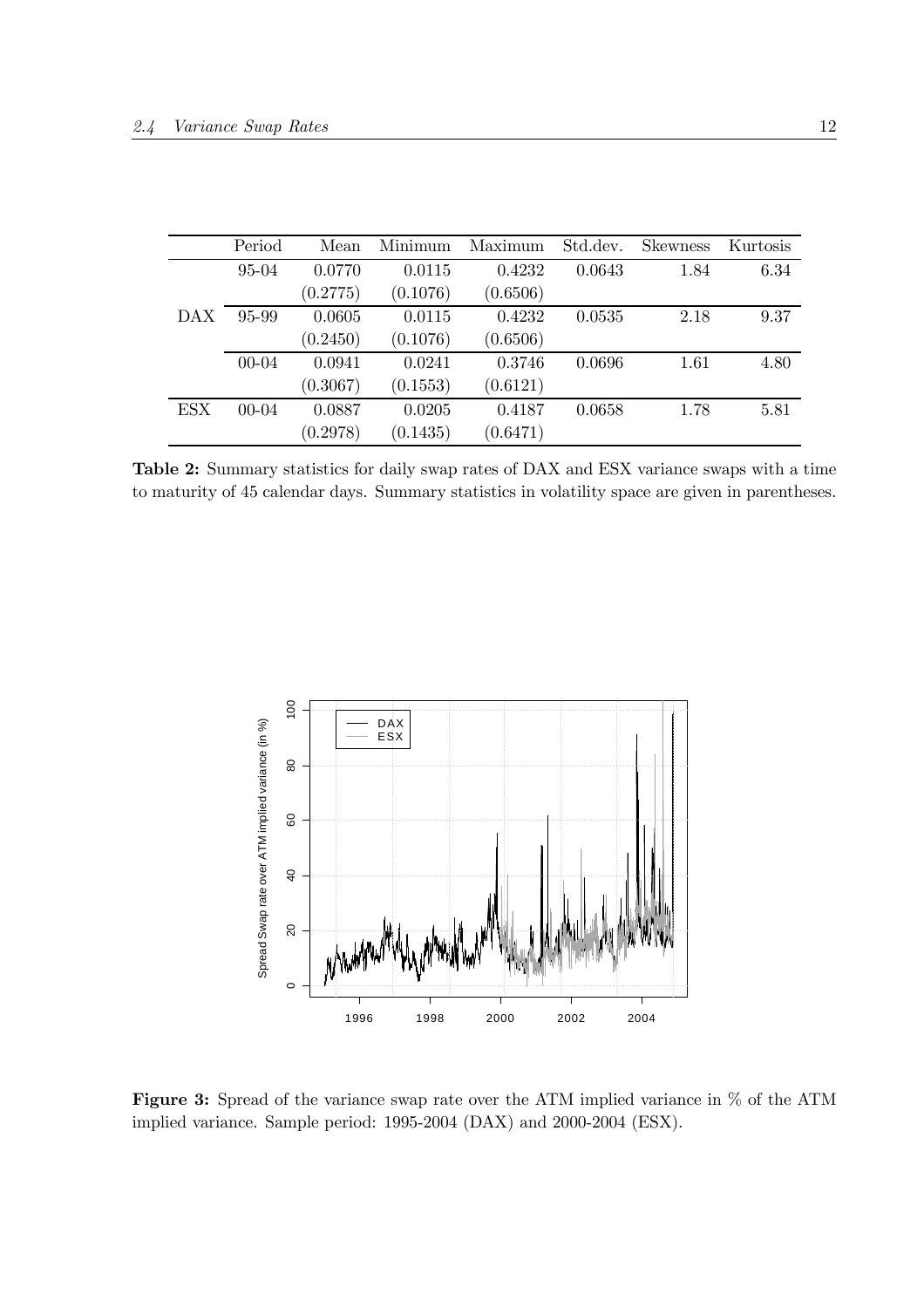|     | Period | Mean | Minimum | Maximum | Std.dev. | Skewness | Kurtosis |
|---|---|---|---|---|---|---|---|
| DAX | 95-04 | 0.0770 | 0.0115 | 0.4232 | 0.0643 | 1.84 | 6.34 |
|     |       | (0.2775) | (0.1076) | (0.6506) | | | |
|     | 95-99 | 0.0605 | 0.0115 | 0.4232 | 0.0535 | 2.18 | 9.37 |
|     |       | (0.2450) | (0.1076) | (0.6506) | | | |
|     | 00-04 | 0.0941 | 0.0241 | 0.3746 | 0.0696 | 1.61 | 4.80 |
|     |       | (0.3067) | (0.1553) | (0.6121) | | | |
| ESX | 00-04 | 0.0887 | 0.0205 | 0.4187 | 0.0658 | 1.78 | 5.81 |
|     |       | (0.2978) | (0.1435) | (0.6471) | | | |

**Table 2:** Summary statistics for daily swap rates of DAX and ESX variance swaps with a time to maturity of 45 calendar days. Summary statistics in volatility space are given in parentheses.

**Figure 3:** Spread of the variance swap rate over the ATM implied variance in % of the ATM implied variance. Sample period: 1995-2004 (DAX) and 2000-2004 (ESX).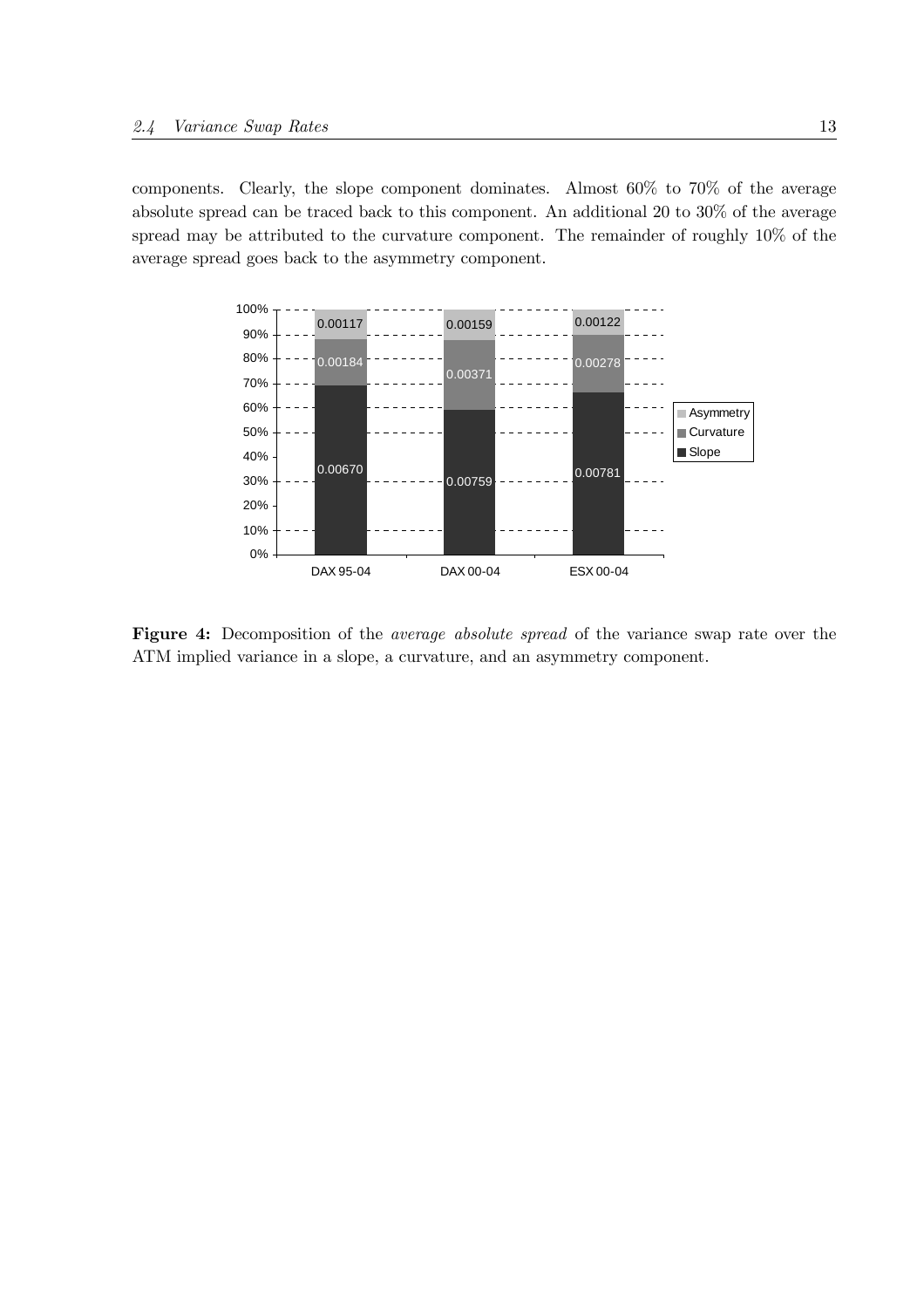components. Clearly, the slope component dominates. Almost 60% to 70% of the average absolute spread can be traced back to this component. An additional 20 to 30% of the average spread may be attributed to the curvature component. The remainder of roughly 10% of the average spread goes back to the asymmetry component.

| | DAX 95-04 | DAX 00-04 | ESX 00-04 |
|---|---|---|---|
| Asymmetry | 0.00117 | 0.00159 | 0.00122 |
| Curvature | 0.00184 | 0.00371 | 0.00278 |
| Slope | 0.00670 | 0.00759 | 0.00781 |

**Figure 4:** Decomposition of the *average absolute spread* of the variance swap rate over the ATM implied variance in a slope, a curvature, and an asymmetry component.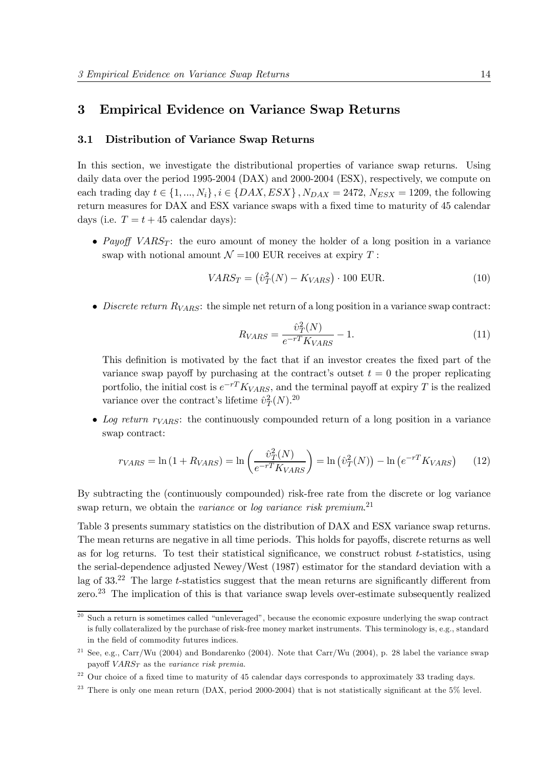# 3 Empirical Evidence on Variance Swap Returns

## 3.1 Distribution of Variance Swap Returns

In this section, we investigate the distributional properties of variance swap returns. Using daily data over the period 1995-2004 (DAX) and 2000-2004 (ESX), respectively, we compute on each trading day $t \in \{1, ..., N_i\}, i \in \{DAX, ESX\}, N_{DAX} = 2472, N_{ESX} = 1209$, the following return measures for DAX and ESX variance swaps with a fixed time to maturity of 45 calendar days (i.e. $T = t + 45$ calendar days):

- *Payoff* $VARS_T$: the euro amount of money the holder of a long position in a variance swap with notional amount $\mathcal{N}$ =100 EUR receives at expiry $T$ :

$$VARS_T = \left(\hat{v}_T^2(N) - K_{VARS}\right) \cdot 100 \text{ EUR}. \tag{10}$$

- *Discrete return* $R_{VARS}$: the simple net return of a long position in a variance swap contract:

$$R_{VARS} = \frac{\hat{v}_T^2(N)}{e^{-rT}K_{VARS}} - 1. \tag{11}$$

  This definition is motivated by the fact that if an investor creates the fixed part of the variance swap payoff by purchasing at the contract's outset $t = 0$ the proper replicating portfolio, the initial cost is $e^{-rT}K_{VARS}$, and the terminal payoff at expiry $T$ is the realized variance over the contract's lifetime $\hat{v}_T^2(N)$.[20]

- *Log return* $r_{VARS}$: the continuously compounded return of a long position in a variance swap contract:

$$r_{VARS} = \ln\left(1 + R_{VARS}\right) = \ln\left(\frac{\hat{v}_T^2(N)}{e^{-rT}K_{VARS}}\right) = \ln\left(\hat{v}_T^2(N)\right) - \ln\left(e^{-rT}K_{VARS}\right) \tag{12}$$

By subtracting the (continuously compounded) risk-free rate from the discrete or log variance swap return, we obtain the *variance* or *log variance risk premium*.[21]

Table 3 presents summary statistics on the distribution of DAX and ESX variance swap returns. The mean returns are negative in all time periods. This holds for payoffs, discrete returns as well as for log returns. To test their statistical significance, we construct robust $t$-statistics, using the serial-dependence adjusted Newey/West (1987) estimator for the standard deviation with a lag of 33.[22] The large $t$-statistics suggest that the mean returns are significantly different from zero.[23] The implication of this is that variance swap levels over-estimate subsequently realized

[20] Such a return is sometimes called "unleveraged", because the economic exposure underlying the swap contract is fully collateralized by the purchase of risk-free money market instruments. This terminology is, e.g., standard in the field of commodity futures indices.

[21] See, e.g., Carr/Wu (2004) and Bondarenko (2004). Note that Carr/Wu (2004), p. 28 label the variance swap payoff $VARS_T$ as the *variance risk premia*.

[22] Our choice of a fixed time to maturity of 45 calendar days corresponds to approximately 33 trading days.

[23] There is only one mean return (DAX, period 2000-2004) that is not statistically significant at the 5% level.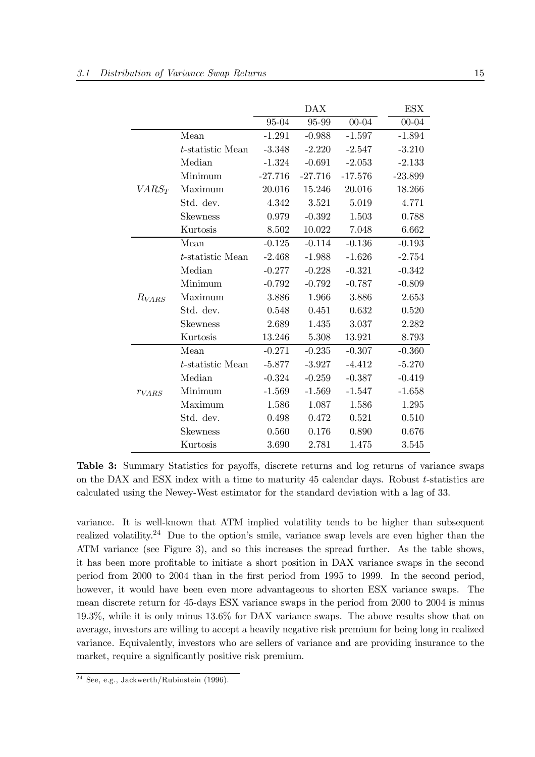| | | DAX | | | ESX |
|---|---|---|---|---|---|
| | | 95-04 | 95-99 | 00-04 | 00-04 |
| $VARS_T$ | Mean | -1.291 | -0.988 | -1.597 | -1.894 |
| | $t$-statistic Mean | -3.348 | -2.220 | -2.547 | -3.210 |
| | Median | -1.324 | -0.691 | -2.053 | -2.133 |
| | Minimum | -27.716 | -27.716 | -17.576 | -23.899 |
| | Maximum | 20.016 | 15.246 | 20.016 | 18.266 |
| | Std. dev. | 4.342 | 3.521 | 5.019 | 4.771 |
| | Skewness | 0.979 | -0.392 | 1.503 | 0.788 |
| | Kurtosis | 8.502 | 10.022 | 7.048 | 6.662 |
| $R_{VARS}$ | Mean | -0.125 | -0.114 | -0.136 | -0.193 |
| | $t$-statistic Mean | -2.468 | -1.988 | -1.626 | -2.754 |
| | Median | -0.277 | -0.228 | -0.321 | -0.342 |
| | Minimum | -0.792 | -0.792 | -0.787 | -0.809 |
| | Maximum | 3.886 | 1.966 | 3.886 | 2.653 |
| | Std. dev. | 0.548 | 0.451 | 0.632 | 0.520 |
| | Skewness | 2.689 | 1.435 | 3.037 | 2.282 |
| | Kurtosis | 13.246 | 5.308 | 13.921 | 8.793 |
| $r_{VARS}$ | Mean | -0.271 | -0.235 | -0.307 | -0.360 |
| | $t$-statistic Mean | -5.877 | -3.927 | -4.412 | -5.270 |
| | Median | -0.324 | -0.259 | -0.387 | -0.419 |
| | Minimum | -1.569 | -1.569 | -1.547 | -1.658 |
| | Maximum | 1.586 | 1.087 | 1.586 | 1.295 |
| | Std. dev. | 0.498 | 0.472 | 0.521 | 0.510 |
| | Skewness | 0.560 | 0.176 | 0.890 | 0.676 |
| | Kurtosis | 3.690 | 2.781 | 1.475 | 3.545 |

**Table 3:** Summary Statistics for payoffs, discrete returns and log returns of variance swaps on the DAX and ESX index with a time to maturity 45 calendar days. Robust $t$-statistics are calculated using the Newey-West estimator for the standard deviation with a lag of 33.

variance. It is well-known that ATM implied volatility tends to be higher than subsequent realized volatility.[24] Due to the option's smile, variance swap levels are even higher than the ATM variance (see Figure 3), and so this increases the spread further. As the table shows, it has been more profitable to initiate a short position in DAX variance swaps in the second period from 2000 to 2004 than in the first period from 1995 to 1999. In the second period, however, it would have been even more advantageous to shorten ESX variance swaps. The mean discrete return for 45-days ESX variance swaps in the period from 2000 to 2004 is minus 19.3%, while it is only minus 13.6% for DAX variance swaps. The above results show that on average, investors are willing to accept a heavily negative risk premium for being long in realized variance. Equivalently, investors who are sellers of variance and are providing insurance to the market, require a significantly positive risk premium.

[24] See, e.g., Jackwerth/Rubinstein (1996).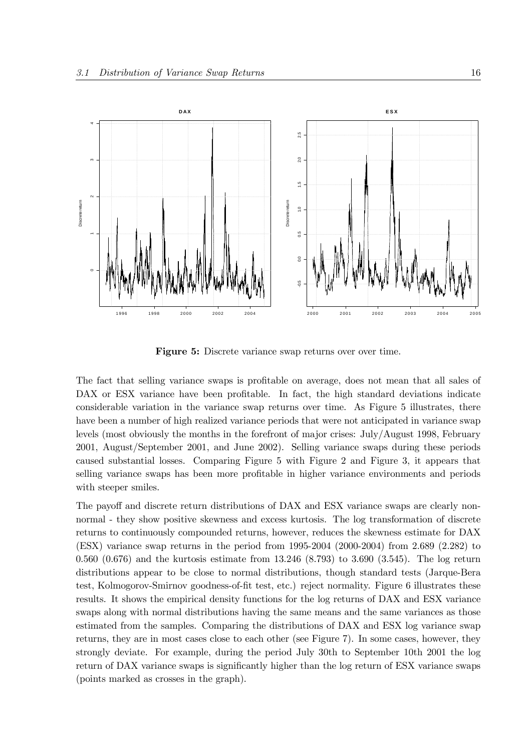**Figure 5:** Discrete variance swap returns over over time.

The fact that selling variance swaps is profitable on average, does not mean that all sales of DAX or ESX variance have been profitable. In fact, the high standard deviations indicate considerable variation in the variance swap returns over time. As Figure 5 illustrates, there have been a number of high realized variance periods that were not anticipated in variance swap levels (most obviously the months in the forefront of major crises: July/August 1998, February 2001, August/September 2001, and June 2002). Selling variance swaps during these periods caused substantial losses. Comparing Figure 5 with Figure 2 and Figure 3, it appears that selling variance swaps has been more profitable in higher variance environments and periods with steeper smiles.

The payoff and discrete return distributions of DAX and ESX variance swaps are clearly non-normal - they show positive skewness and excess kurtosis. The log transformation of discrete returns to continuously compounded returns, however, reduces the skewness estimate for DAX (ESX) variance swap returns in the period from 1995-2004 (2000-2004) from 2.689 (2.282) to 0.560 (0.676) and the kurtosis estimate from 13.246 (8.793) to 3.690 (3.545). The log return distributions appear to be close to normal distributions, though standard tests (Jarque-Bera test, Kolmogorov-Smirnov goodness-of-fit test, etc.) reject normality. Figure 6 illustrates these results. It shows the empirical density functions for the log returns of DAX and ESX variance swaps along with normal distributions having the same means and the same variances as those estimated from the samples. Comparing the distributions of DAX and ESX log variance swap returns, they are in most cases close to each other (see Figure 7). In some cases, however, they strongly deviate. For example, during the period July 30th to September 10th 2001 the log return of DAX variance swaps is significantly higher than the log return of ESX variance swaps (points marked as crosses in the graph).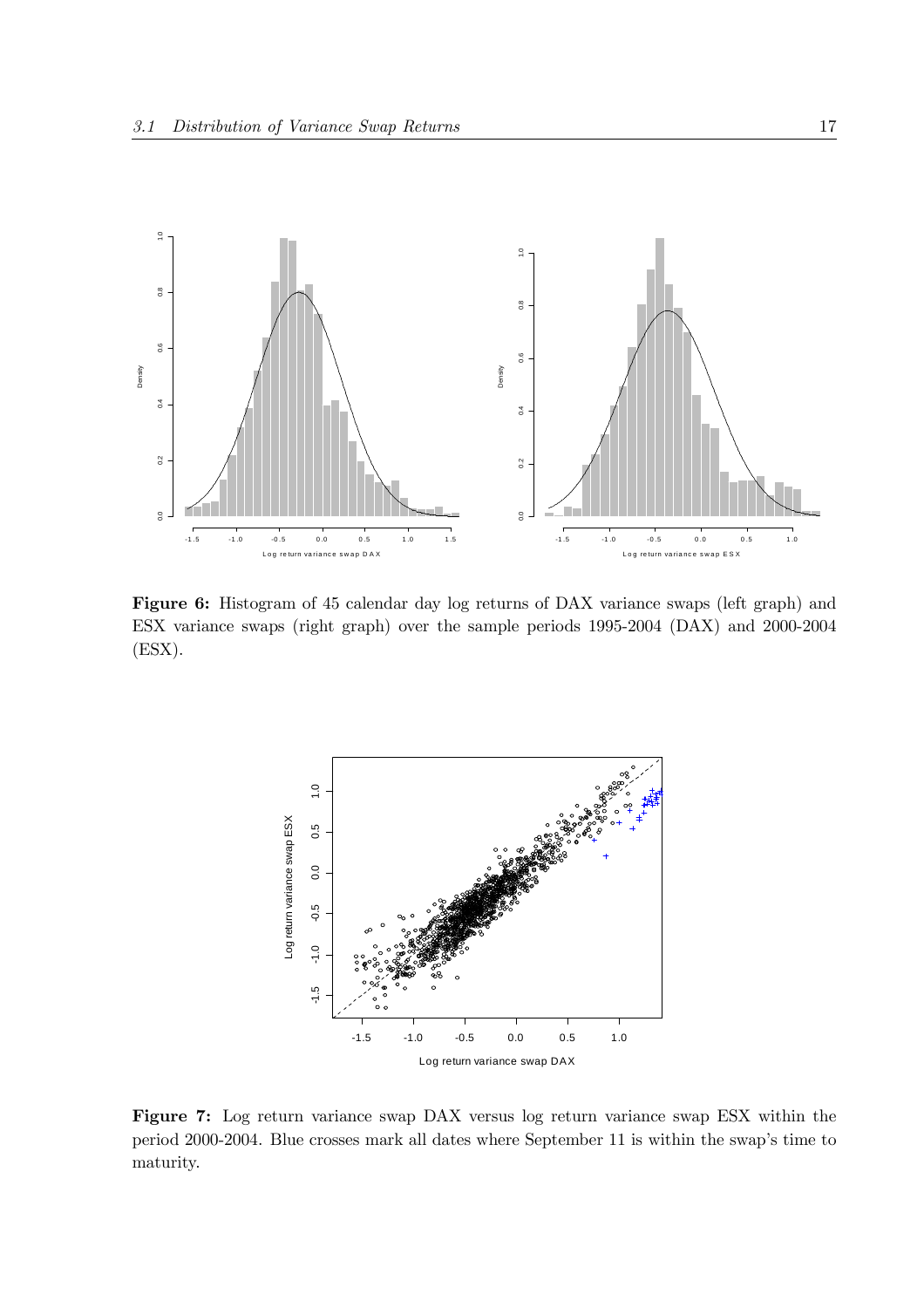**Figure 6:** Histogram of 45 calendar day log returns of DAX variance swaps (left graph) and ESX variance swaps (right graph) over the sample periods 1995-2004 (DAX) and 2000-2004 (ESX).

**Figure 7:** Log return variance swap DAX versus log return variance swap ESX within the period 2000-2004. Blue crosses mark all dates where September 11 is within the swap's time to maturity.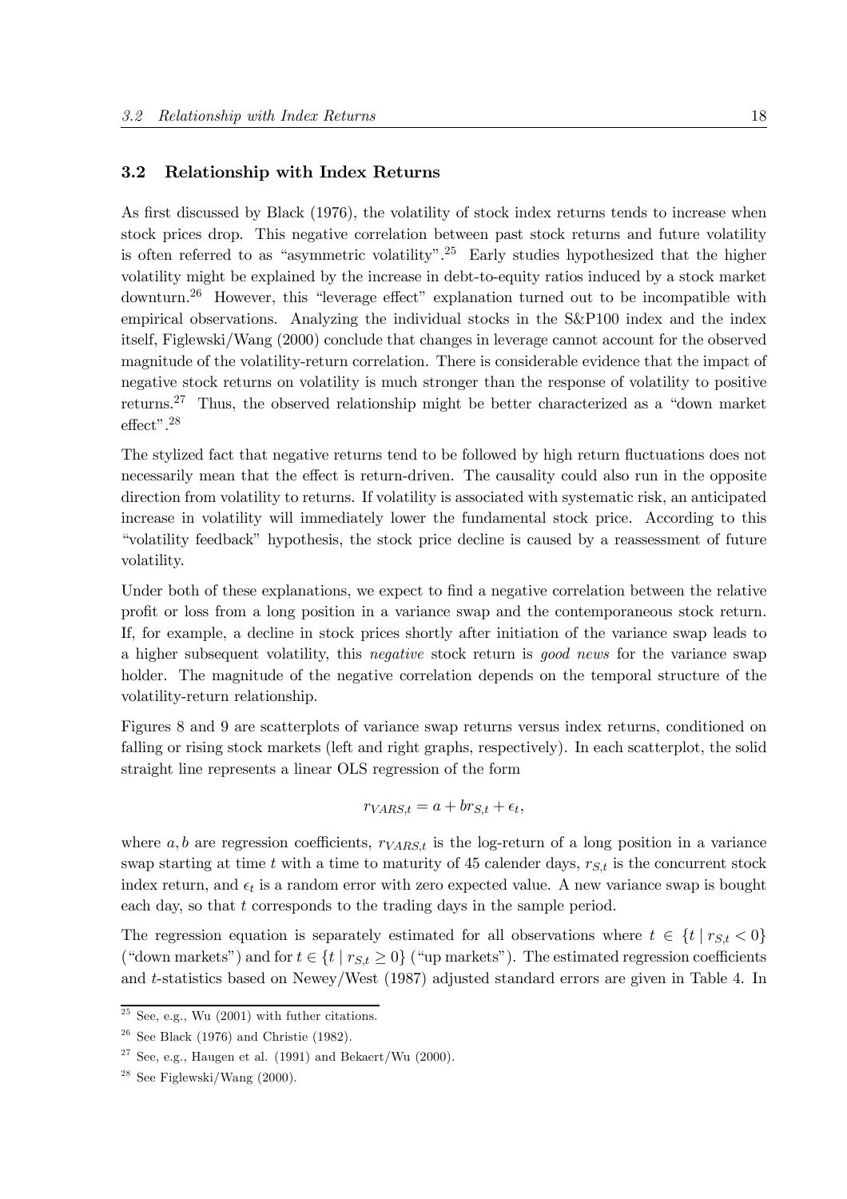### 3.2 Relationship with Index Returns

As first discussed by Black (1976), the volatility of stock index returns tends to increase when stock prices drop. This negative correlation between past stock returns and future volatility is often referred to as "asymmetric volatility".[25] Early studies hypothesized that the higher volatility might be explained by the increase in debt-to-equity ratios induced by a stock market downturn.[26] However, this "leverage effect" explanation turned out to be incompatible with empirical observations. Analyzing the individual stocks in the S&P100 index and the index itself, Figlewski/Wang (2000) conclude that changes in leverage cannot account for the observed magnitude of the volatility-return correlation. There is considerable evidence that the impact of negative stock returns on volatility is much stronger than the response of volatility to positive returns.[27] Thus, the observed relationship might be better characterized as a "down market effect".[28]

The stylized fact that negative returns tend to be followed by high return fluctuations does not necessarily mean that the effect is return-driven. The causality could also run in the opposite direction from volatility to returns. If volatility is associated with systematic risk, an anticipated increase in volatility will immediately lower the fundamental stock price. According to this "volatility feedback" hypothesis, the stock price decline is caused by a reassessment of future volatility.

Under both of these explanations, we expect to find a negative correlation between the relative profit or loss from a long position in a variance swap and the contemporaneous stock return. If, for example, a decline in stock prices shortly after initiation of the variance swap leads to a higher subsequent volatility, this *negative* stock return is *good news* for the variance swap holder. The magnitude of the negative correlation depends on the temporal structure of the volatility-return relationship.

Figures 8 and 9 are scatterplots of variance swap returns versus index returns, conditioned on falling or rising stock markets (left and right graphs, respectively). In each scatterplot, the solid straight line represents a linear OLS regression of the form

$$r_{VARS,t} = a + b r_{S,t} + \epsilon_t,$$

where $a, b$ are regression coefficients, $r_{VARS,t}$ is the log-return of a long position in a variance swap starting at time $t$ with a time to maturity of 45 calender days, $r_{S,t}$ is the concurrent stock index return, and $\epsilon_t$ is a random error with zero expected value. A new variance swap is bought each day, so that $t$ corresponds to the trading days in the sample period.

The regression equation is separately estimated for all observations where $t \in \{t \mid r_{S,t} < 0\}$ ("down markets") and for $t \in \{t \mid r_{S,t} \geq 0\}$ ("up markets"). The estimated regression coefficients and $t$-statistics based on Newey/West (1987) adjusted standard errors are given in Table 4. In

[25] See, e.g., Wu (2001) with futher citations.

[26] See Black (1976) and Christie (1982).

[27] See, e.g., Haugen et al. (1991) and Bekaert/Wu (2000).

[28] See Figlewski/Wang (2000).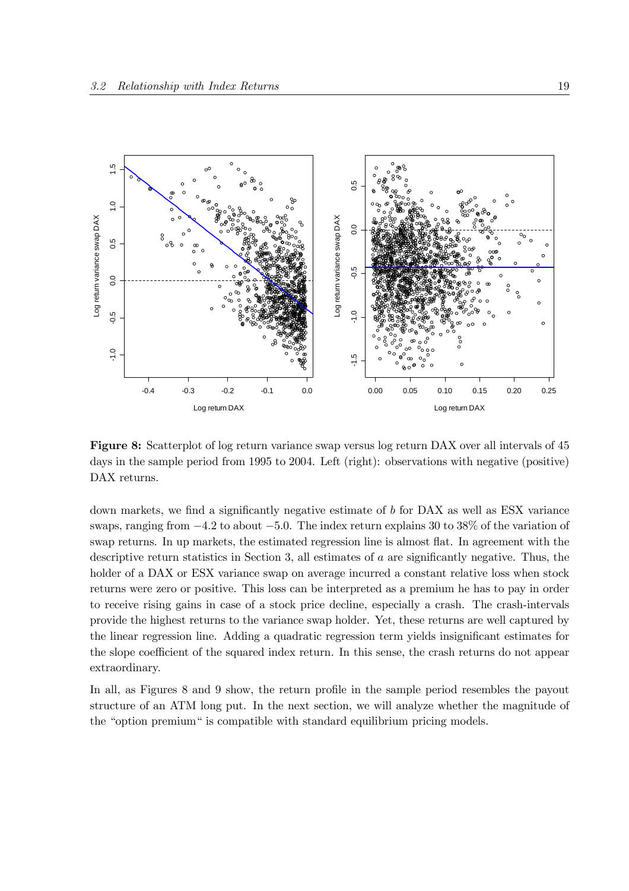**Figure 8:** Scatterplot of log return variance swap versus log return DAX over all intervals of 45 days in the sample period from 1995 to 2004. Left (right): observations with negative (positive) DAX returns.

down markets, we find a significantly negative estimate of $b$ for DAX as well as ESX variance swaps, ranging from $-4.2$ to about $-5.0$. The index return explains 30 to 38% of the variation of swap returns. In up markets, the estimated regression line is almost flat. In agreement with the descriptive return statistics in Section 3, all estimates of $a$ are significantly negative. Thus, the holder of a DAX or ESX variance swap on average incurred a constant relative loss when stock returns were zero or positive. This loss can be interpreted as a premium he has to pay in order to receive rising gains in case of a stock price decline, especially a crash. The crash-intervals provide the highest returns to the variance swap holder. Yet, these returns are well captured by the linear regression line. Adding a quadratic regression term yields insignificant estimates for the slope coefficient of the squared index return. In this sense, the crash returns do not appear extraordinary.

In all, as Figures 8 and 9 show, the return profile in the sample period resembles the payout structure of an ATM long put. In the next section, we will analyze whether the magnitude of the "option premium" is compatible with standard equilibrium pricing models.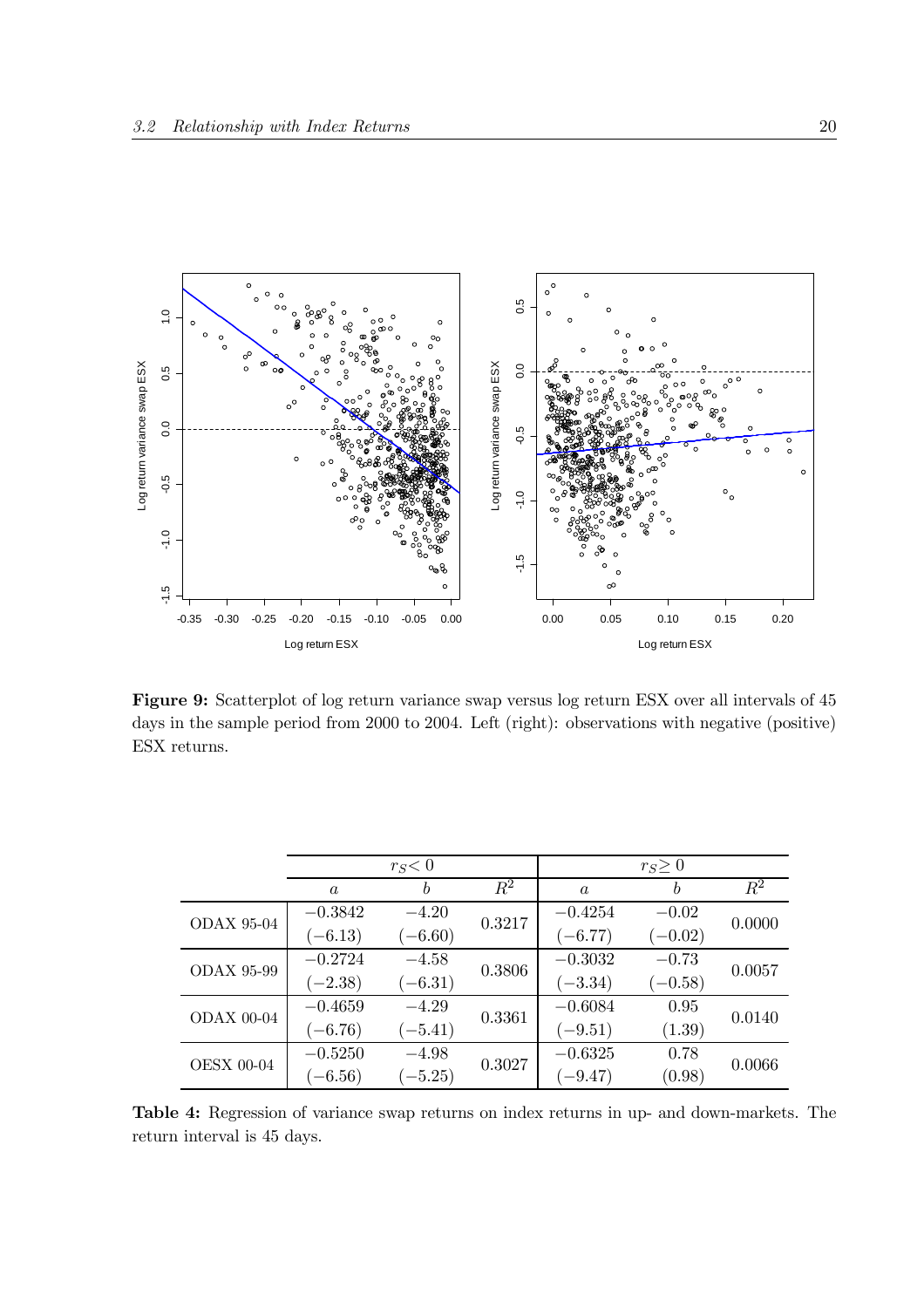**Figure 9:** Scatterplot of log return variance swap versus log return ESX over all intervals of 45 days in the sample period from 2000 to 2004. Left (right): observations with negative (positive) ESX returns.

| | $r_S < 0$ | | | $r_S \geq 0$ | | |
|---|---|---|---|---|---|---|
| | $a$ | $b$ | $R^2$ | $a$ | $b$ | $R^2$ |
| ODAX 95-04 | $-0.3842$ | $-4.20$ | 0.3217 | $-0.4254$ | $-0.02$ | 0.0000 |
| | $(-6.13)$ | $(-6.60)$ | | $(-6.77)$ | $(-0.02)$ | |
| ODAX 95-99 | $-0.2724$ | $-4.58$ | 0.3806 | $-0.3032$ | $-0.73$ | 0.0057 |
| | $(-2.38)$ | $(-6.31)$ | | $(-3.34)$ | $(-0.58)$ | |
| ODAX 00-04 | $-0.4659$ | $-4.29$ | 0.3361 | $-0.6084$ | 0.95 | 0.0140 |
| | $(-6.76)$ | $(-5.41)$ | | $(-9.51)$ | (1.39) | |
| OESX 00-04 | $-0.5250$ | $-4.98$ | 0.3027 | $-0.6325$ | 0.78 | 0.0066 |
| | $(-6.56)$ | $(-5.25)$ | | $(-9.47)$ | (0.98) | |

**Table 4:** Regression of variance swap returns on index returns in up- and down-markets. The return interval is 45 days.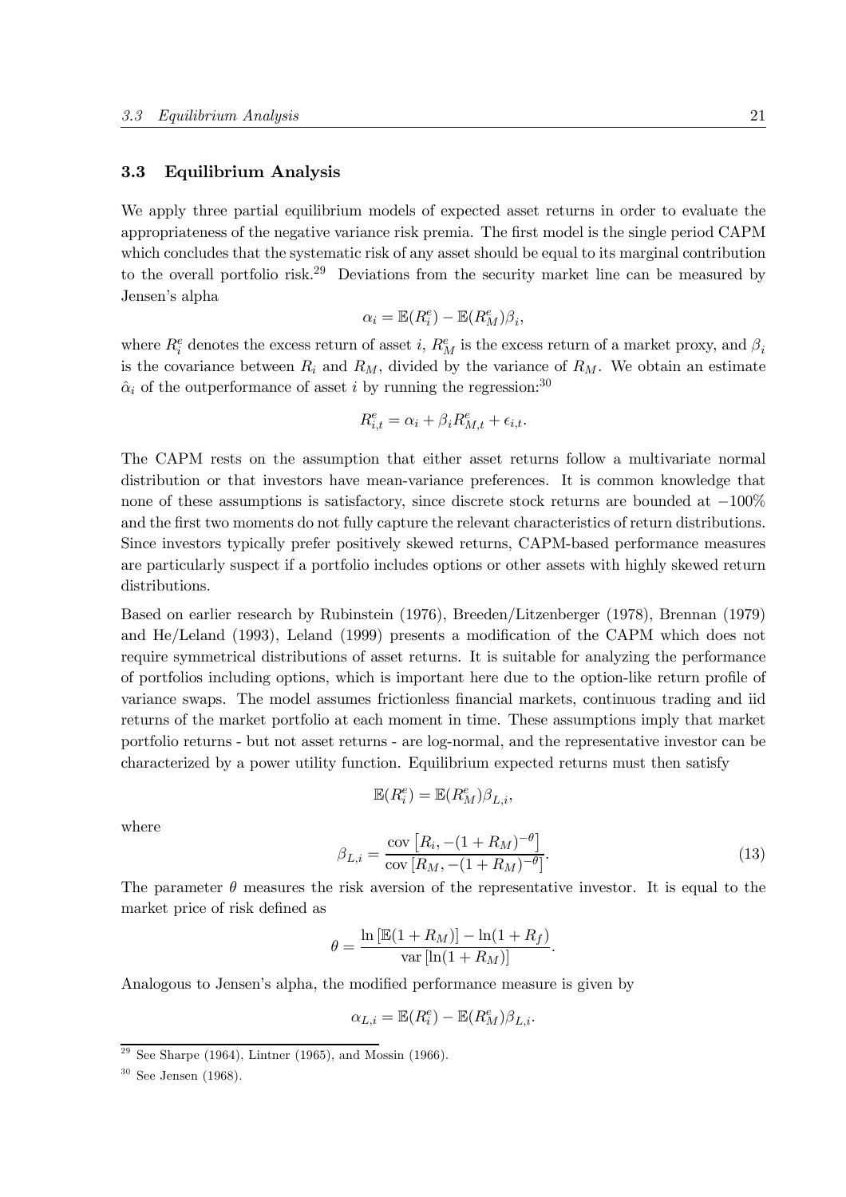### 3.3 Equilibrium Analysis

We apply three partial equilibrium models of expected asset returns in order to evaluate the appropriateness of the negative variance risk premia. The first model is the single period CAPM which concludes that the systematic risk of any asset should be equal to its marginal contribution to the overall portfolio risk.[29] Deviations from the security market line can be measured by Jensen's alpha

$$\alpha_i = \mathbb{E}(R_i^e) - \mathbb{E}(R_M^e)\beta_i,$$

where $R_i^e$ denotes the excess return of asset $i$, $R_M^e$ is the excess return of a market proxy, and $\beta_i$ is the covariance between $R_i$ and $R_M$, divided by the variance of $R_M$. We obtain an estimate $\hat{\alpha}_i$ of the outperformance of asset $i$ by running the regression:[30]

$$R_{i,t}^e = \alpha_i + \beta_i R_{M,t}^e + \epsilon_{i,t}.$$

The CAPM rests on the assumption that either asset returns follow a multivariate normal distribution or that investors have mean-variance preferences. It is common knowledge that none of these assumptions is satisfactory, since discrete stock returns are bounded at $-100\%$ and the first two moments do not fully capture the relevant characteristics of return distributions. Since investors typically prefer positively skewed returns, CAPM-based performance measures are particularly suspect if a portfolio includes options or other assets with highly skewed return distributions.

Based on earlier research by Rubinstein (1976), Breeden/Litzenberger (1978), Brennan (1979) and He/Leland (1993), Leland (1999) presents a modification of the CAPM which does not require symmetrical distributions of asset returns. It is suitable for analyzing the performance of portfolios including options, which is important here due to the option-like return profile of variance swaps. The model assumes frictionless financial markets, continuous trading and iid returns of the market portfolio at each moment in time. These assumptions imply that market portfolio returns - but not asset returns - are log-normal, and the representative investor can be characterized by a power utility function. Equilibrium expected returns must then satisfy

$$\mathbb{E}(R_i^e) = \mathbb{E}(R_M^e)\beta_{L,i},$$

where

$$\beta_{L,i} = \frac{\operatorname{cov}\left[R_i, -(1+R_M)^{-\theta}\right]}{\operatorname{cov}\left[R_M, -(1+R_M)^{-\theta}\right]}. \tag{13}$$

The parameter $\theta$ measures the risk aversion of the representative investor. It is equal to the market price of risk defined as

$$\theta = \frac{\ln\left[\mathbb{E}(1+R_M)\right] - \ln(1+R_f)}{\operatorname{var}\left[\ln(1+R_M)\right]}.$$

Analogous to Jensen's alpha, the modified performance measure is given by

$$\alpha_{L,i} = \mathbb{E}(R_i^e) - \mathbb{E}(R_M^e)\beta_{L,i}.$$

[29] See Sharpe (1964), Lintner (1965), and Mossin (1966).

[30] See Jensen (1968).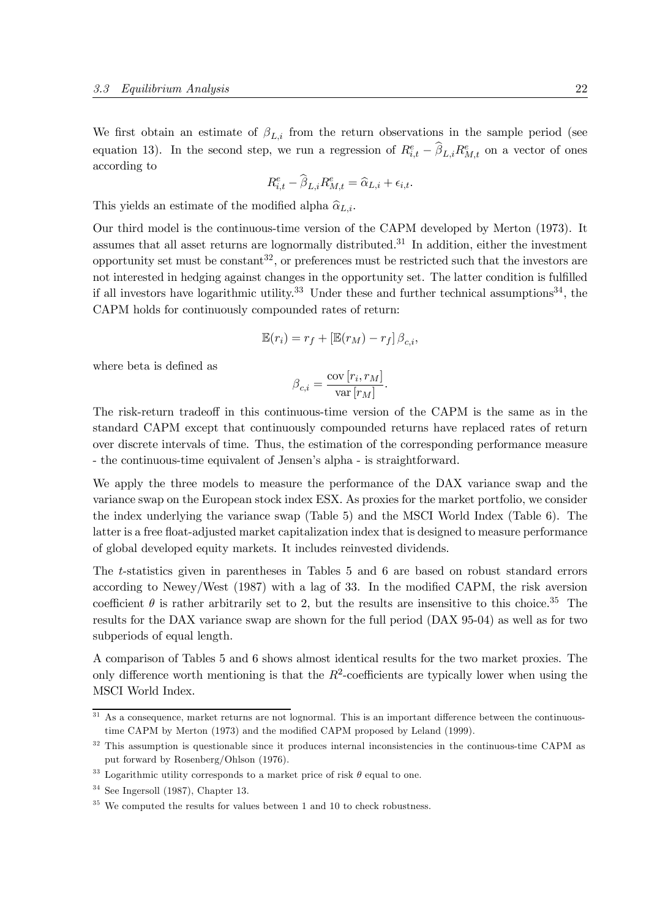We first obtain an estimate of $\beta_{L,i}$ from the return observations in the sample period (see equation 13). In the second step, we run a regression of $R^e_{i,t} - \widehat{\beta}_{L,i} R^e_{M,t}$ on a vector of ones according to

$$R^e_{i,t} - \widehat{\beta}_{L,i} R^e_{M,t} = \widehat{\alpha}_{L,i} + \epsilon_{i,t}.$$

This yields an estimate of the modified alpha $\widehat{\alpha}_{L,i}$.

Our third model is the continuous-time version of the CAPM developed by Merton (1973). It assumes that all asset returns are lognormally distributed.[31] In addition, either the investment opportunity set must be constant[32], or preferences must be restricted such that the investors are not interested in hedging against changes in the opportunity set. The latter condition is fulfilled if all investors have logarithmic utility.[33] Under these and further technical assumptions[34], the CAPM holds for continuously compounded rates of return:

$$\mathbb{E}(r_i) = r_f + \left[\mathbb{E}(r_M) - r_f\right] \beta_{c,i},$$

where beta is defined as

$$\beta_{c,i} = \frac{\text{cov}\left[r_i, r_M\right]}{\text{var}\left[r_M\right]}.$$

The risk-return tradeoff in this continuous-time version of the CAPM is the same as in the standard CAPM except that continuously compounded returns have replaced rates of return over discrete intervals of time. Thus, the estimation of the corresponding performance measure - the continuous-time equivalent of Jensen's alpha - is straightforward.

We apply the three models to measure the performance of the DAX variance swap and the variance swap on the European stock index ESX. As proxies for the market portfolio, we consider the index underlying the variance swap (Table 5) and the MSCI World Index (Table 6). The latter is a free float-adjusted market capitalization index that is designed to measure performance of global developed equity markets. It includes reinvested dividends.

The $t$-statistics given in parentheses in Tables 5 and 6 are based on robust standard errors according to Newey/West (1987) with a lag of 33. In the modified CAPM, the risk aversion coefficient $\theta$ is rather arbitrarily set to 2, but the results are insensitive to this choice.[35] The results for the DAX variance swap are shown for the full period (DAX 95-04) as well as for two subperiods of equal length.

A comparison of Tables 5 and 6 shows almost identical results for the two market proxies. The only difference worth mentioning is that the $R^2$-coefficients are typically lower when using the MSCI World Index.

---

[31] As a consequence, market returns are not lognormal. This is an important difference between the continuous-time CAPM by Merton (1973) and the modified CAPM proposed by Leland (1999).

[32] This assumption is questionable since it produces internal inconsistencies in the continuous-time CAPM as put forward by Rosenberg/Ohlson (1976).

[33] Logarithmic utility corresponds to a market price of risk $\theta$ equal to one.

[34] See Ingersoll (1987), Chapter 13.

[35] We computed the results for values between 1 and 10 to check robustness.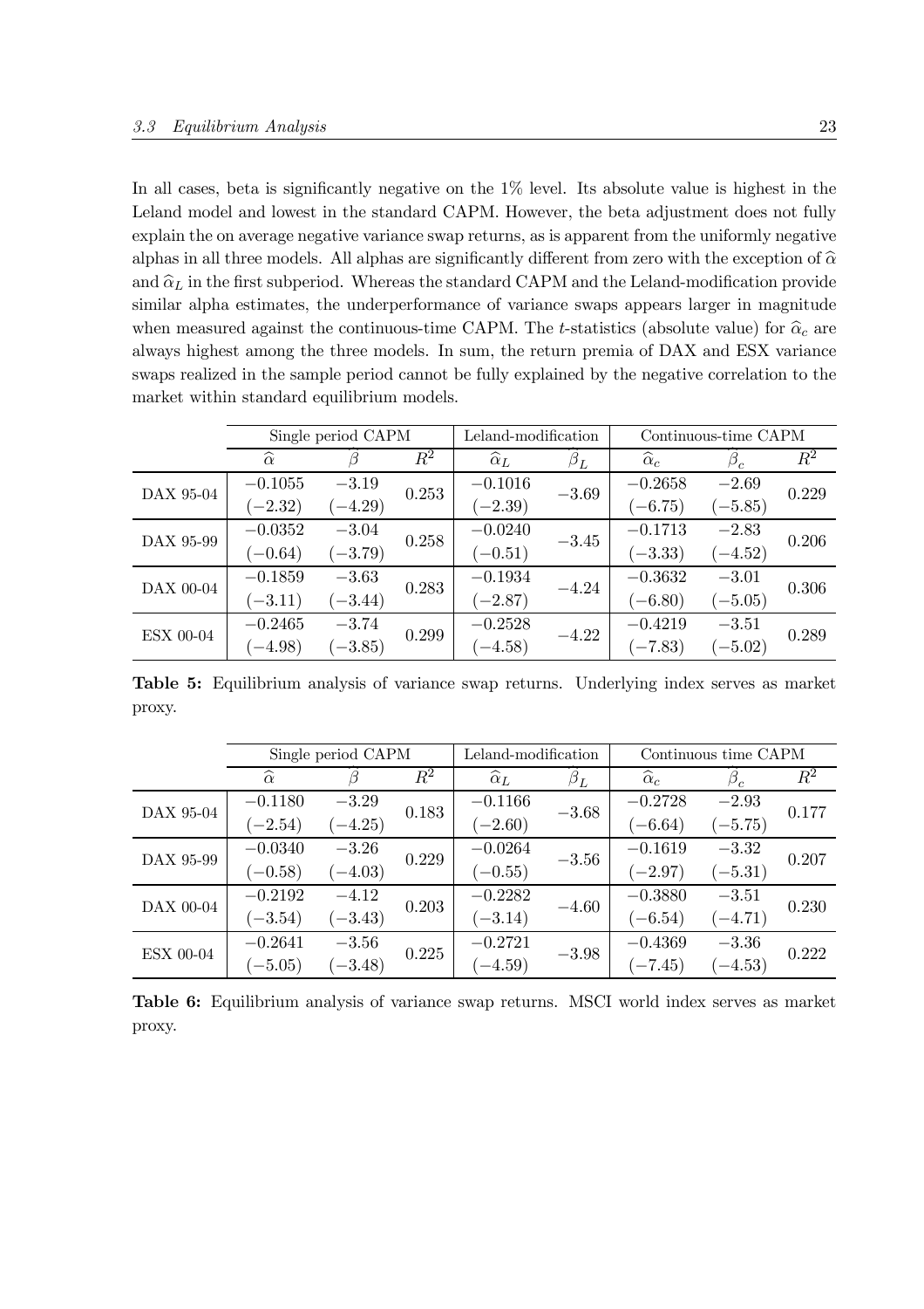In all cases, beta is significantly negative on the 1% level. Its absolute value is highest in the Leland model and lowest in the standard CAPM. However, the beta adjustment does not fully explain the on average negative variance swap returns, as is apparent from the uniformly negative alphas in all three models. All alphas are significantly different from zero with the exception of $\widehat{\alpha}$ and $\widehat{\alpha}_L$ in the first subperiod. Whereas the standard CAPM and the Leland-modification provide similar alpha estimates, the underperformance of variance swaps appears larger in magnitude when measured against the continuous-time CAPM. The $t$-statistics (absolute value) for $\widehat{\alpha}_c$ are always highest among the three models. In sum, the return premia of DAX and ESX variance swaps realized in the sample period cannot be fully explained by the negative correlation to the market within standard equilibrium models.

| | Single period CAPM | | | Leland-modification | | Continuous-time CAPM | | |
|---|---|---|---|---|---|---|---|---|
| | $\widehat{\alpha}$ | $\widehat{\beta}$ | $R^2$ | $\widehat{\alpha}_L$ | $\widehat{\beta}_L$ | $\widehat{\alpha}_c$ | $\widehat{\beta}_c$ | $R^2$ |
| DAX 95-04 | $-0.1055$ | $-3.19$ | 0.253 | $-0.1016$ | $-3.69$ | $-0.2658$ | $-2.69$ | 0.229 |
| | $(-2.32)$ | $(-4.29)$ | | $(-2.39)$ | | $(-6.75)$ | $(-5.85)$ | |
| DAX 95-99 | $-0.0352$ | $-3.04$ | 0.258 | $-0.0240$ | $-3.45$ | $-0.1713$ | $-2.83$ | 0.206 |
| | $(-0.64)$ | $(-3.79)$ | | $(-0.51)$ | | $(-3.33)$ | $(-4.52)$ | |
| DAX 00-04 | $-0.1859$ | $-3.63$ | 0.283 | $-0.1934$ | $-4.24$ | $-0.3632$ | $-3.01$ | 0.306 |
| | $(-3.11)$ | $(-3.44)$ | | $(-2.87)$ | | $(-6.80)$ | $(-5.05)$ | |
| ESX 00-04 | $-0.2465$ | $-3.74$ | 0.299 | $-0.2528$ | $-4.22$ | $-0.4219$ | $-3.51$ | 0.289 |
| | $(-4.98)$ | $(-3.85)$ | | $(-4.58)$ | | $(-7.83)$ | $(-5.02)$ | |

**Table 5:** Equilibrium analysis of variance swap returns. Underlying index serves as market proxy.

| | Single period CAPM | | | Leland-modification | | Continuous time CAPM | | |
|---|---|---|---|---|---|---|---|---|
| | $\widehat{\alpha}$ | $\widehat{\beta}$ | $R^2$ | $\widehat{\alpha}_L$ | $\widehat{\beta}_L$ | $\widehat{\alpha}_c$ | $\widehat{\beta}_c$ | $R^2$ |
| DAX 95-04 | $-0.1180$ | $-3.29$ | 0.183 | $-0.1166$ | $-3.68$ | $-0.2728$ | $-2.93$ | 0.177 |
| | $(-2.54)$ | $(-4.25)$ | | $(-2.60)$ | | $(-6.64)$ | $(-5.75)$ | |
| DAX 95-99 | $-0.0340$ | $-3.26$ | 0.229 | $-0.0264$ | $-3.56$ | $-0.1619$ | $-3.32$ | 0.207 |
| | $(-0.58)$ | $(-4.03)$ | | $(-0.55)$ | | $(-2.97)$ | $(-5.31)$ | |
| DAX 00-04 | $-0.2192$ | $-4.12$ | 0.203 | $-0.2282$ | $-4.60$ | $-0.3880$ | $-3.51$ | 0.230 |
| | $(-3.54)$ | $(-3.43)$ | | $(-3.14)$ | | $(-6.54)$ | $(-4.71)$ | |
| ESX 00-04 | $-0.2641$ | $-3.56$ | 0.225 | $-0.2721$ | $-3.98$ | $-0.4369$ | $-3.36$ | 0.222 |
| | $(-5.05)$ | $(-3.48)$ | | $(-4.59)$ | | $(-7.45)$ | $(-4.53)$ | |

**Table 6:** Equilibrium analysis of variance swap returns. MSCI world index serves as market proxy.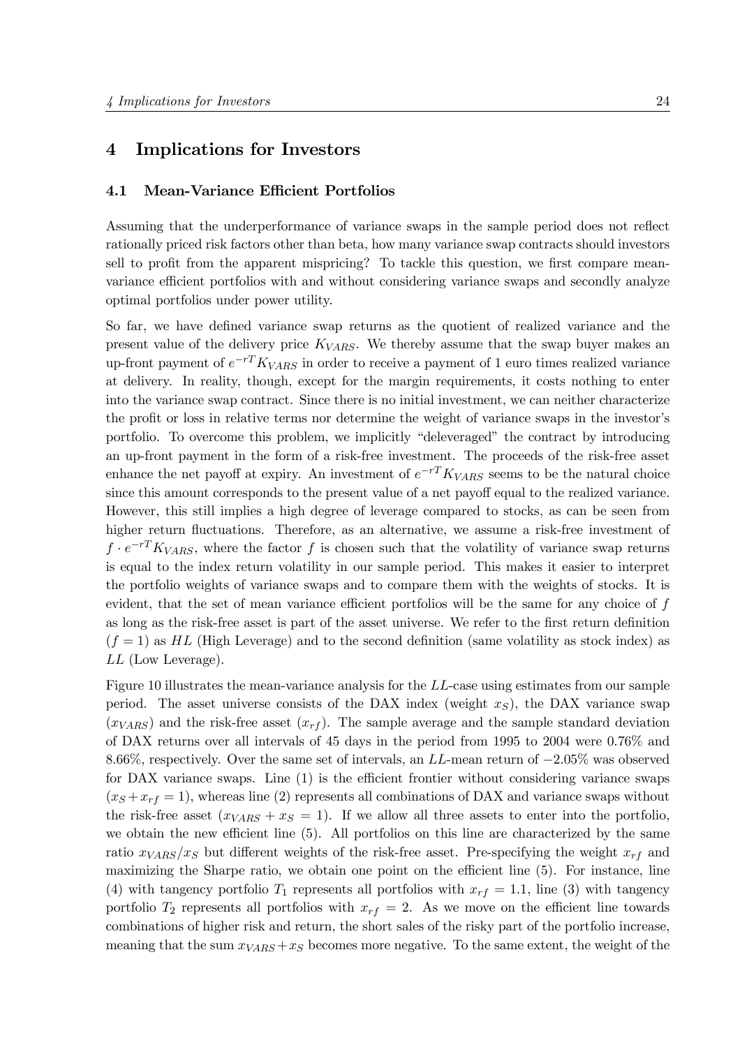# 4 Implications for Investors

## 4.1 Mean-Variance Efficient Portfolios

Assuming that the underperformance of variance swaps in the sample period does not reflect rationally priced risk factors other than beta, how many variance swap contracts should investors sell to profit from the apparent mispricing? To tackle this question, we first compare mean-variance efficient portfolios with and without considering variance swaps and secondly analyze optimal portfolios under power utility.

So far, we have defined variance swap returns as the quotient of realized variance and the present value of the delivery price $K_{VARS}$. We thereby assume that the swap buyer makes an up-front payment of $e^{-rT}K_{VARS}$ in order to receive a payment of 1 euro times realized variance at delivery. In reality, though, except for the margin requirements, it costs nothing to enter into the variance swap contract. Since there is no initial investment, we can neither characterize the profit or loss in relative terms nor determine the weight of variance swaps in the investor's portfolio. To overcome this problem, we implicitly "deleveraged" the contract by introducing an up-front payment in the form of a risk-free investment. The proceeds of the risk-free asset enhance the net payoff at expiry. An investment of $e^{-rT}K_{VARS}$ seems to be the natural choice since this amount corresponds to the present value of a net payoff equal to the realized variance. However, this still implies a high degree of leverage compared to stocks, as can be seen from higher return fluctuations. Therefore, as an alternative, we assume a risk-free investment of $f \cdot e^{-rT}K_{VARS}$, where the factor $f$ is chosen such that the volatility of variance swap returns is equal to the index return volatility in our sample period. This makes it easier to interpret the portfolio weights of variance swaps and to compare them with the weights of stocks. It is evident, that the set of mean variance efficient portfolios will be the same for any choice of $f$ as long as the risk-free asset is part of the asset universe. We refer to the first return definition ($f = 1$) as $HL$ (High Leverage) and to the second definition (same volatility as stock index) as $LL$ (Low Leverage).

Figure 10 illustrates the mean-variance analysis for the $LL$-case using estimates from our sample period. The asset universe consists of the DAX index (weight $x_S$), the DAX variance swap ($x_{VARS}$) and the risk-free asset ($x_{rf}$). The sample average and the sample standard deviation of DAX returns over all intervals of 45 days in the period from 1995 to 2004 were 0.76% and 8.66%, respectively. Over the same set of intervals, an $LL$-mean return of $-2.05\%$ was observed for DAX variance swaps. Line (1) is the efficient frontier without considering variance swaps ($x_S + x_{rf} = 1$), whereas line (2) represents all combinations of DAX and variance swaps without the risk-free asset ($x_{VARS} + x_S = 1$). If we allow all three assets to enter into the portfolio, we obtain the new efficient line (5). All portfolios on this line are characterized by the same ratio $x_{VARS}/x_S$ but different weights of the risk-free asset. Pre-specifying the weight $x_{rf}$ and maximizing the Sharpe ratio, we obtain one point on the efficient line (5). For instance, line (4) with tangency portfolio $T_1$ represents all portfolios with $x_{rf} = 1.1$, line (3) with tangency portfolio $T_2$ represents all portfolios with $x_{rf} = 2$. As we move on the efficient line towards combinations of higher risk and return, the short sales of the risky part of the portfolio increase, meaning that the sum $x_{VARS} + x_S$ becomes more negative. To the same extent, the weight of the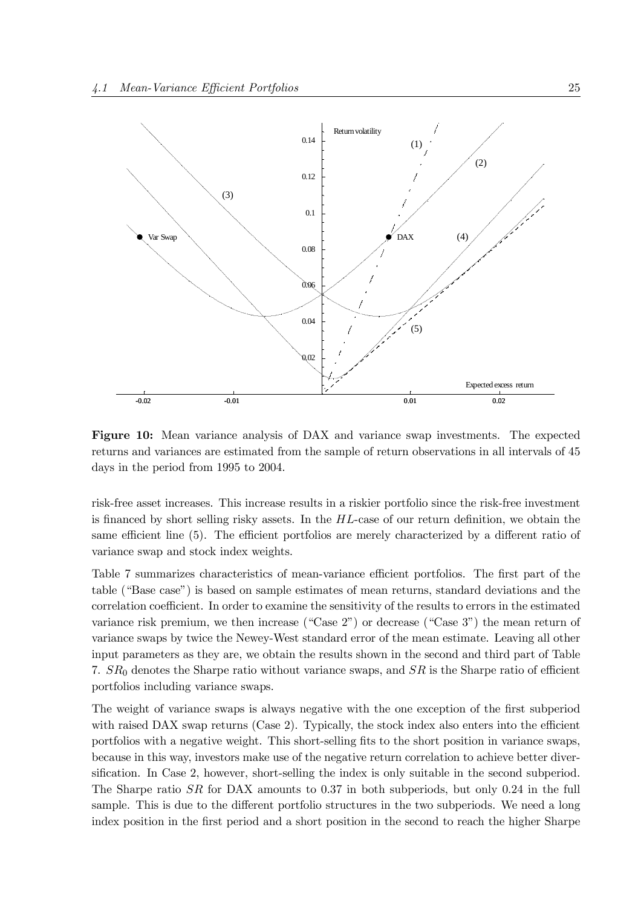**Figure 10:** Mean variance analysis of DAX and variance swap investments. The expected returns and variances are estimated from the sample of return observations in all intervals of 45 days in the period from 1995 to 2004.

risk-free asset increases. This increase results in a riskier portfolio since the risk-free investment is financed by short selling risky assets. In the $HL$-case of our return definition, we obtain the same efficient line (5). The efficient portfolios are merely characterized by a different ratio of variance swap and stock index weights.

Table 7 summarizes characteristics of mean-variance efficient portfolios. The first part of the table ("Base case") is based on sample estimates of mean returns, standard deviations and the correlation coefficient. In order to examine the sensitivity of the results to errors in the estimated variance risk premium, we then increase ("Case 2") or decrease ("Case 3") the mean return of variance swaps by twice the Newey-West standard error of the mean estimate. Leaving all other input parameters as they are, we obtain the results shown in the second and third part of Table 7. $SR_0$ denotes the Sharpe ratio without variance swaps, and $SR$ is the Sharpe ratio of efficient portfolios including variance swaps.

The weight of variance swaps is always negative with the one exception of the first subperiod with raised DAX swap returns (Case 2). Typically, the stock index also enters into the efficient portfolios with a negative weight. This short-selling fits to the short position in variance swaps, because in this way, investors make use of the negative return correlation to achieve better diversification. In Case 2, however, short-selling the index is only suitable in the second subperiod. The Sharpe ratio $SR$ for DAX amounts to 0.37 in both subperiods, but only 0.24 in the full sample. This is due to the different portfolio structures in the two subperiods. We need a long index position in the first period and a short position in the second to reach the higher Sharpe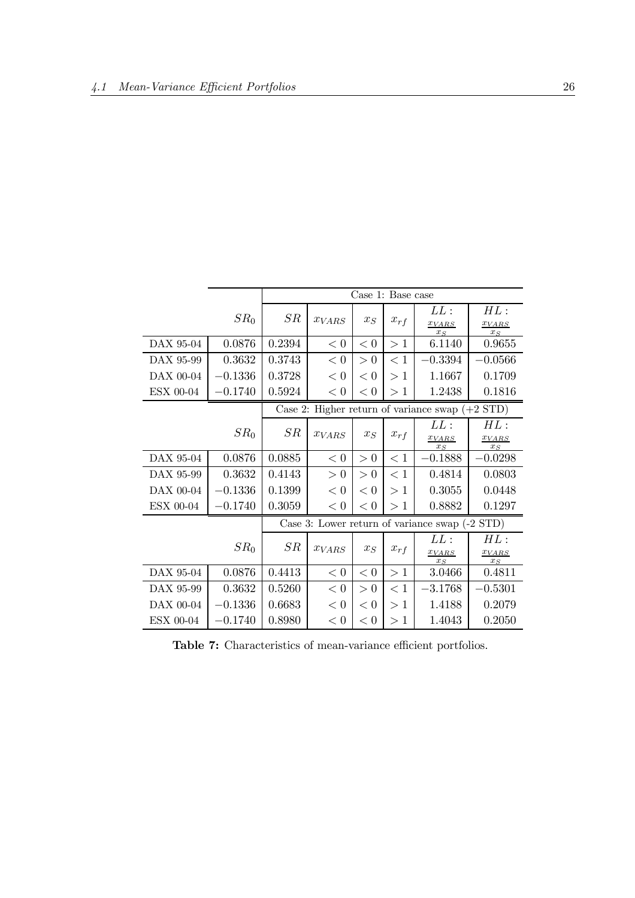| | $SR_0$ | Case 1: Base case | | | | | |
|---|---|---|---|---|---|---|---|
| | | $SR$ | $x_{VARS}$ | $x_S$ | $x_{rf}$ | $LL: \frac{x_{VARS}}{x_S}$ | $HL: \frac{x_{VARS}}{x_S}$ |
| DAX 95-04 | 0.0876 | 0.2394 | $< 0$ | $< 0$ | $> 1$ | 6.1140 | 0.9655 |
| DAX 95-99 | 0.3632 | 0.3743 | $< 0$ | $> 0$ | $< 1$ | $-0.3394$ | $-0.0566$ |
| DAX 00-04 | $-0.1336$ | 0.3728 | $< 0$ | $< 0$ | $> 1$ | 1.1667 | 0.1709 |
| ESX 00-04 | $-0.1740$ | 0.5924 | $< 0$ | $< 0$ | $> 1$ | 1.2438 | 0.1816 |
| | | Case 2: Higher return of variance swap (+2 STD) | | | | | |
| | $SR_0$ | $SR$ | $x_{VARS}$ | $x_S$ | $x_{rf}$ | $LL: \frac{x_{VARS}}{x_S}$ | $HL: \frac{x_{VARS}}{x_S}$ |
| DAX 95-04 | 0.0876 | 0.0885 | $< 0$ | $> 0$ | $< 1$ | $-0.1888$ | $-0.0298$ |
| DAX 95-99 | 0.3632 | 0.4143 | $> 0$ | $> 0$ | $< 1$ | 0.4814 | 0.0803 |
| DAX 00-04 | $-0.1336$ | 0.1399 | $< 0$ | $< 0$ | $> 1$ | 0.3055 | 0.0448 |
| ESX 00-04 | $-0.1740$ | 0.3059 | $< 0$ | $< 0$ | $> 1$ | 0.8882 | 0.1297 |
| | | Case 3: Lower return of variance swap (-2 STD) | | | | | |
| | $SR_0$ | $SR$ | $x_{VARS}$ | $x_S$ | $x_{rf}$ | $LL: \frac{x_{VARS}}{x_S}$ | $HL: \frac{x_{VARS}}{x_S}$ |
| DAX 95-04 | 0.0876 | 0.4413 | $< 0$ | $< 0$ | $> 1$ | 3.0466 | 0.4811 |
| DAX 95-99 | 0.3632 | 0.5260 | $< 0$ | $> 0$ | $< 1$ | $-3.1768$ | $-0.5301$ |
| DAX 00-04 | $-0.1336$ | 0.6683 | $< 0$ | $< 0$ | $> 1$ | 1.4188 | 0.2079 |
| ESX 00-04 | $-0.1740$ | 0.8980 | $< 0$ | $< 0$ | $> 1$ | 1.4043 | 0.2050 |

**Table 7:** Characteristics of mean-variance efficient portfolios.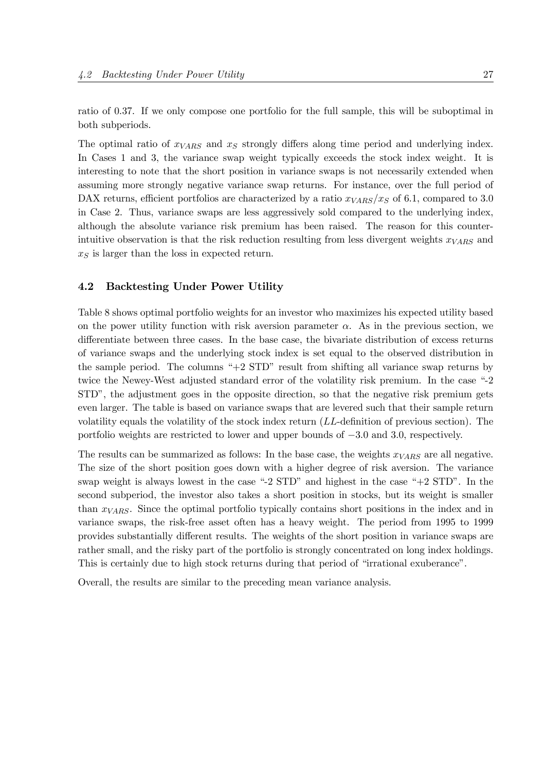ratio of 0.37. If we only compose one portfolio for the full sample, this will be suboptimal in both subperiods.

The optimal ratio of $x_{VARS}$ and $x_S$ strongly differs along time period and underlying index. In Cases 1 and 3, the variance swap weight typically exceeds the stock index weight. It is interesting to note that the short position in variance swaps is not necessarily extended when assuming more strongly negative variance swap returns. For instance, over the full period of DAX returns, efficient portfolios are characterized by a ratio $x_{VARS}/x_S$ of 6.1, compared to 3.0 in Case 2. Thus, variance swaps are less aggressively sold compared to the underlying index, although the absolute variance risk premium has been raised. The reason for this counter-intuitive observation is that the risk reduction resulting from less divergent weights $x_{VARS}$ and $x_S$ is larger than the loss in expected return.

## 4.2 Backtesting Under Power Utility

Table 8 shows optimal portfolio weights for an investor who maximizes his expected utility based on the power utility function with risk aversion parameter $\alpha$. As in the previous section, we differentiate between three cases. In the base case, the bivariate distribution of excess returns of variance swaps and the underlying stock index is set equal to the observed distribution in the sample period. The columns "+2 STD" result from shifting all variance swap returns by twice the Newey-West adjusted standard error of the volatility risk premium. In the case "-2 STD", the adjustment goes in the opposite direction, so that the negative risk premium gets even larger. The table is based on variance swaps that are levered such that their sample return volatility equals the volatility of the stock index return (*LL*-definition of previous section). The portfolio weights are restricted to lower and upper bounds of $-3.0$ and 3.0, respectively.

The results can be summarized as follows: In the base case, the weights $x_{VARS}$ are all negative. The size of the short position goes down with a higher degree of risk aversion. The variance swap weight is always lowest in the case "-2 STD" and highest in the case "+2 STD". In the second subperiod, the investor also takes a short position in stocks, but its weight is smaller than $x_{VARS}$. Since the optimal portfolio typically contains short positions in the index and in variance swaps, the risk-free asset often has a heavy weight. The period from 1995 to 1999 provides substantially different results. The weights of the short position in variance swaps are rather small, and the risky part of the portfolio is strongly concentrated on long index holdings. This is certainly due to high stock returns during that period of "irrational exuberance".

Overall, the results are similar to the preceding mean variance analysis.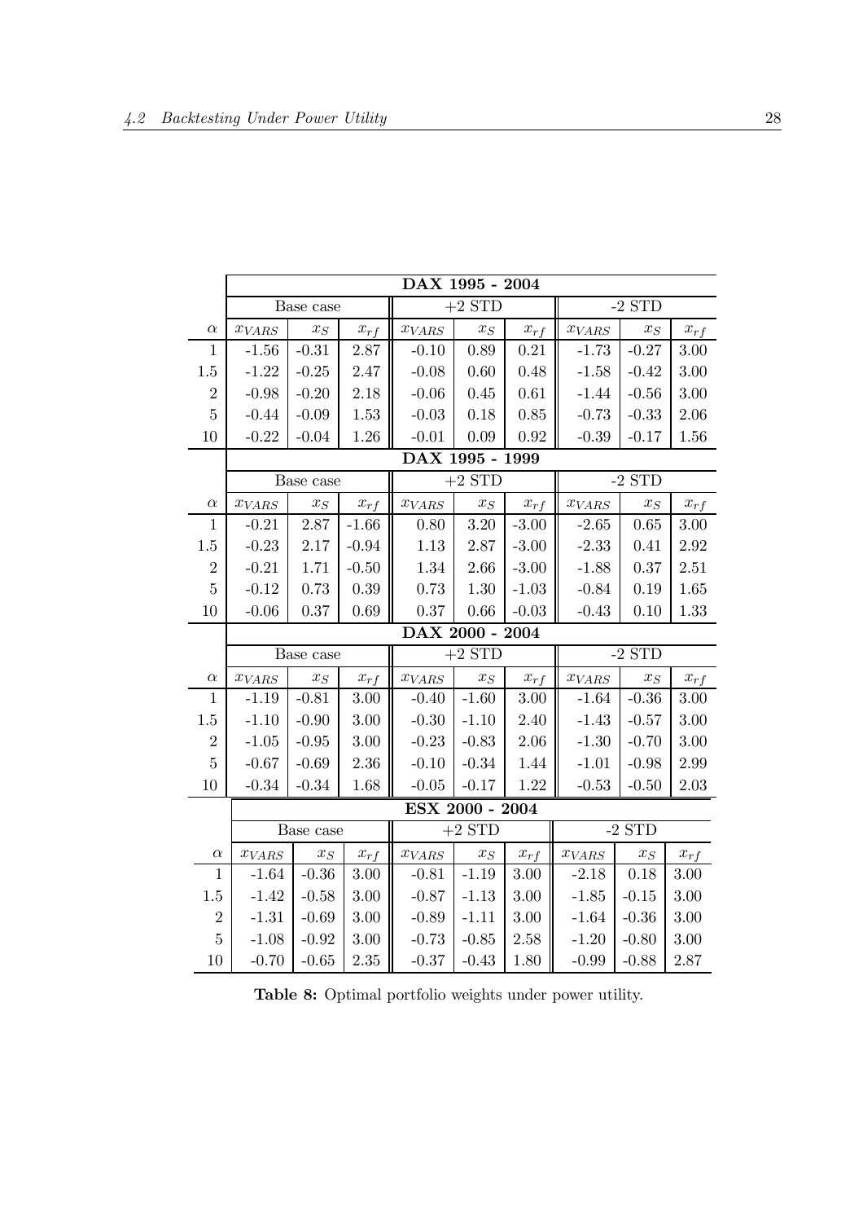| | DAX 1995 - 2004 | | | | | | | | |
|---|---|---|---|---|---|---|---|---|---|
| | Base case | | | +2 STD | | | -2 STD | | |
| $\alpha$ | $x_{VARS}$ | $x_S$ | $x_{rf}$ | $x_{VARS}$ | $x_S$ | $x_{rf}$ | $x_{VARS}$ | $x_S$ | $x_{rf}$ |
| 1 | -1.56 | -0.31 | 2.87 | -0.10 | 0.89 | 0.21 | -1.73 | -0.27 | 3.00 |
| 1.5 | -1.22 | -0.25 | 2.47 | -0.08 | 0.60 | 0.48 | -1.58 | -0.42 | 3.00 |
| 2 | -0.98 | -0.20 | 2.18 | -0.06 | 0.45 | 0.61 | -1.44 | -0.56 | 3.00 |
| 5 | -0.44 | -0.09 | 1.53 | -0.03 | 0.18 | 0.85 | -0.73 | -0.33 | 2.06 |
| 10 | -0.22 | -0.04 | 1.26 | -0.01 | 0.09 | 0.92 | -0.39 | -0.17 | 1.56 |
| | **DAX 1995 - 1999** | | | | | | | | |
| | Base case | | | +2 STD | | | -2 STD | | |
| $\alpha$ | $x_{VARS}$ | $x_S$ | $x_{rf}$ | $x_{VARS}$ | $x_S$ | $x_{rf}$ | $x_{VARS}$ | $x_S$ | $x_{rf}$ |
| 1 | -0.21 | 2.87 | -1.66 | 0.80 | 3.20 | -3.00 | -2.65 | 0.65 | 3.00 |
| 1.5 | -0.23 | 2.17 | -0.94 | 1.13 | 2.87 | -3.00 | -2.33 | 0.41 | 2.92 |
| 2 | -0.21 | 1.71 | -0.50 | 1.34 | 2.66 | -3.00 | -1.88 | 0.37 | 2.51 |
| 5 | -0.12 | 0.73 | 0.39 | 0.73 | 1.30 | -1.03 | -0.84 | 0.19 | 1.65 |
| 10 | -0.06 | 0.37 | 0.69 | 0.37 | 0.66 | -0.03 | -0.43 | 0.10 | 1.33 |
| | **DAX 2000 - 2004** | | | | | | | | |
| | Base case | | | +2 STD | | | -2 STD | | |
| $\alpha$ | $x_{VARS}$ | $x_S$ | $x_{rf}$ | $x_{VARS}$ | $x_S$ | $x_{rf}$ | $x_{VARS}$ | $x_S$ | $x_{rf}$ |
| 1 | -1.19 | -0.81 | 3.00 | -0.40 | -1.60 | 3.00 | -1.64 | -0.36 | 3.00 |
| 1.5 | -1.10 | -0.90 | 3.00 | -0.30 | -1.10 | 2.40 | -1.43 | -0.57 | 3.00 |
| 2 | -1.05 | -0.95 | 3.00 | -0.23 | -0.83 | 2.06 | -1.30 | -0.70 | 3.00 |
| 5 | -0.67 | -0.69 | 2.36 | -0.10 | -0.34 | 1.44 | -1.01 | -0.98 | 2.99 |
| 10 | -0.34 | -0.34 | 1.68 | -0.05 | -0.17 | 1.22 | -0.53 | -0.50 | 2.03 |
| | **ESX 2000 - 2004** | | | | | | | | |
| | Base case | | | +2 STD | | | -2 STD | | |
| $\alpha$ | $x_{VARS}$ | $x_S$ | $x_{rf}$ | $x_{VARS}$ | $x_S$ | $x_{rf}$ | $x_{VARS}$ | $x_S$ | $x_{rf}$ |
| 1 | -1.64 | -0.36 | 3.00 | -0.81 | -1.19 | 3.00 | -2.18 | 0.18 | 3.00 |
| 1.5 | -1.42 | -0.58 | 3.00 | -0.87 | -1.13 | 3.00 | -1.85 | -0.15 | 3.00 |
| 2 | -1.31 | -0.69 | 3.00 | -0.89 | -1.11 | 3.00 | -1.64 | -0.36 | 3.00 |
| 5 | -1.08 | -0.92 | 3.00 | -0.73 | -0.85 | 2.58 | -1.20 | -0.80 | 3.00 |
| 10 | -0.70 | -0.65 | 2.35 | -0.37 | -0.43 | 1.80 | -0.99 | -0.88 | 2.87 |

**Table 8:** Optimal portfolio weights under power utility.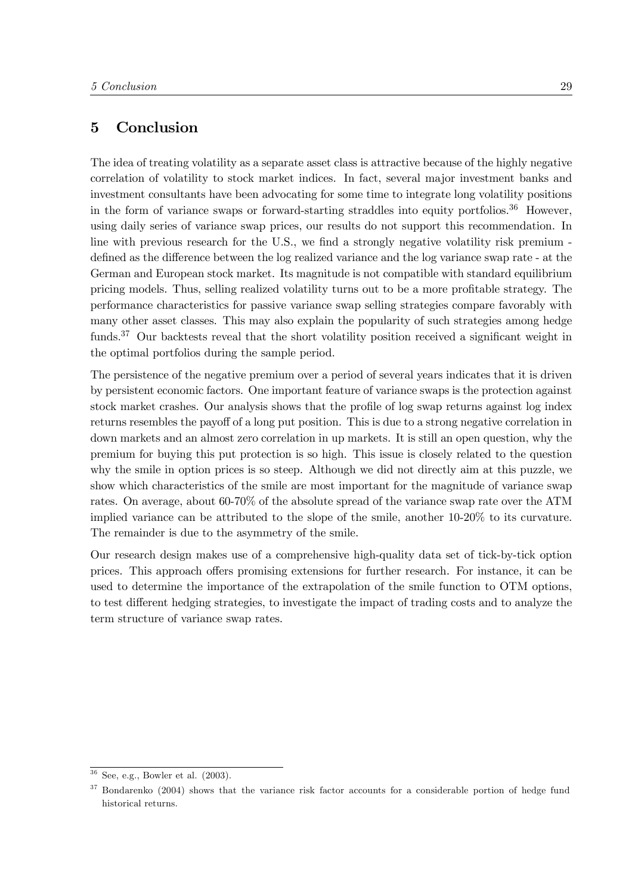# 5 Conclusion

The idea of treating volatility as a separate asset class is attractive because of the highly negative correlation of volatility to stock market indices. In fact, several major investment banks and investment consultants have been advocating for some time to integrate long volatility positions in the form of variance swaps or forward-starting straddles into equity portfolios.[36] However, using daily series of variance swap prices, our results do not support this recommendation. In line with previous research for the U.S., we find a strongly negative volatility risk premium - defined as the difference between the log realized variance and the log variance swap rate - at the German and European stock market. Its magnitude is not compatible with standard equilibrium pricing models. Thus, selling realized volatility turns out to be a more profitable strategy. The performance characteristics for passive variance swap selling strategies compare favorably with many other asset classes. This may also explain the popularity of such strategies among hedge funds.[37] Our backtests reveal that the short volatility position received a significant weight in the optimal portfolios during the sample period.

The persistence of the negative premium over a period of several years indicates that it is driven by persistent economic factors. One important feature of variance swaps is the protection against stock market crashes. Our analysis shows that the profile of log swap returns against log index returns resembles the payoff of a long put position. This is due to a strong negative correlation in down markets and an almost zero correlation in up markets. It is still an open question, why the premium for buying this put protection is so high. This issue is closely related to the question why the smile in option prices is so steep. Although we did not directly aim at this puzzle, we show which characteristics of the smile are most important for the magnitude of variance swap rates. On average, about 60-70% of the absolute spread of the variance swap rate over the ATM implied variance can be attributed to the slope of the smile, another 10-20% to its curvature. The remainder is due to the asymmetry of the smile.

Our research design makes use of a comprehensive high-quality data set of tick-by-tick option prices. This approach offers promising extensions for further research. For instance, it can be used to determine the importance of the extrapolation of the smile function to OTM options, to test different hedging strategies, to investigate the impact of trading costs and to analyze the term structure of variance swap rates.

---

[36] See, e.g., Bowler et al. (2003).

[37] Bondarenko (2004) shows that the variance risk factor accounts for a considerable portion of hedge fund historical returns.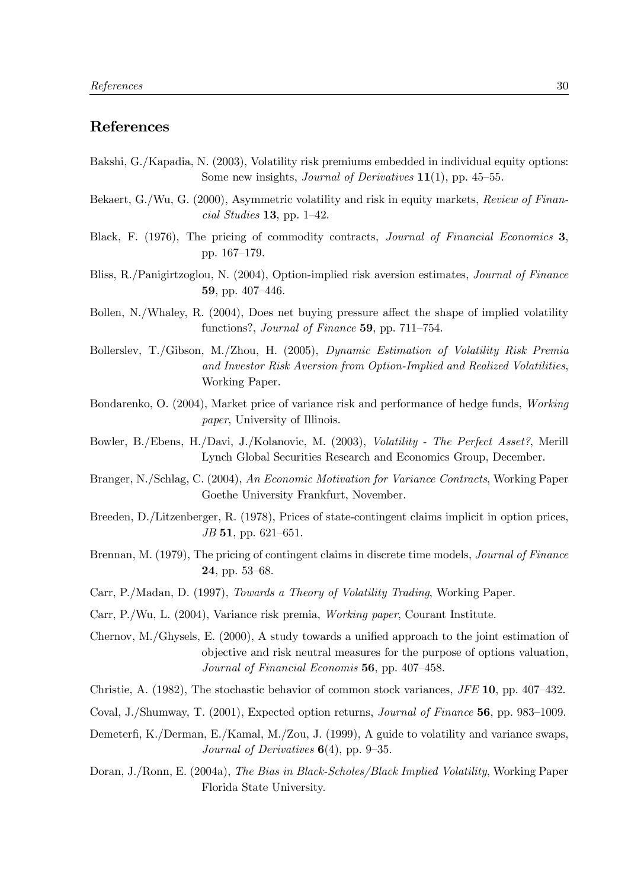## References

Bakshi, G./Kapadia, N. (2003), Volatility risk premiums embedded in individual equity options: Some new insights, *Journal of Derivatives* **11**(1), pp. 45–55.

Bekaert, G./Wu, G. (2000), Asymmetric volatility and risk in equity markets, *Review of Financial Studies* **13**, pp. 1–42.

Black, F. (1976), The pricing of commodity contracts, *Journal of Financial Economics* **3**, pp. 167–179.

Bliss, R./Panigirtzoglou, N. (2004), Option-implied risk aversion estimates, *Journal of Finance* **59**, pp. 407–446.

Bollen, N./Whaley, R. (2004), Does net buying pressure affect the shape of implied volatility functions?, *Journal of Finance* **59**, pp. 711–754.

Bollerslev, T./Gibson, M./Zhou, H. (2005), *Dynamic Estimation of Volatility Risk Premia and Investor Risk Aversion from Option-Implied and Realized Volatilities*, Working Paper.

Bondarenko, O. (2004), Market price of variance risk and performance of hedge funds, *Working paper*, University of Illinois.

Bowler, B./Ebens, H./Davi, J./Kolanovic, M. (2003), *Volatility - The Perfect Asset?*, Merill Lynch Global Securities Research and Economics Group, December.

Branger, N./Schlag, C. (2004), *An Economic Motivation for Variance Contracts*, Working Paper Goethe University Frankfurt, November.

Breeden, D./Litzenberger, R. (1978), Prices of state-contingent claims implicit in option prices, *JB* **51**, pp. 621–651.

Brennan, M. (1979), The pricing of contingent claims in discrete time models, *Journal of Finance* **24**, pp. 53–68.

Carr, P./Madan, D. (1997), *Towards a Theory of Volatility Trading*, Working Paper.

Carr, P./Wu, L. (2004), Variance risk premia, *Working paper*, Courant Institute.

Chernov, M./Ghysels, E. (2000), A study towards a unified approach to the joint estimation of objective and risk neutral measures for the purpose of options valuation, *Journal of Financial Economis* **56**, pp. 407–458.

Christie, A. (1982), The stochastic behavior of common stock variances, *JFE* **10**, pp. 407–432.

Coval, J./Shumway, T. (2001), Expected option returns, *Journal of Finance* **56**, pp. 983–1009.

Demeterfi, K./Derman, E./Kamal, M./Zou, J. (1999), A guide to volatility and variance swaps, *Journal of Derivatives* **6**(4), pp. 9–35.

Doran, J./Ronn, E. (2004a), *The Bias in Black-Scholes/Black Implied Volatility*, Working Paper Florida State University.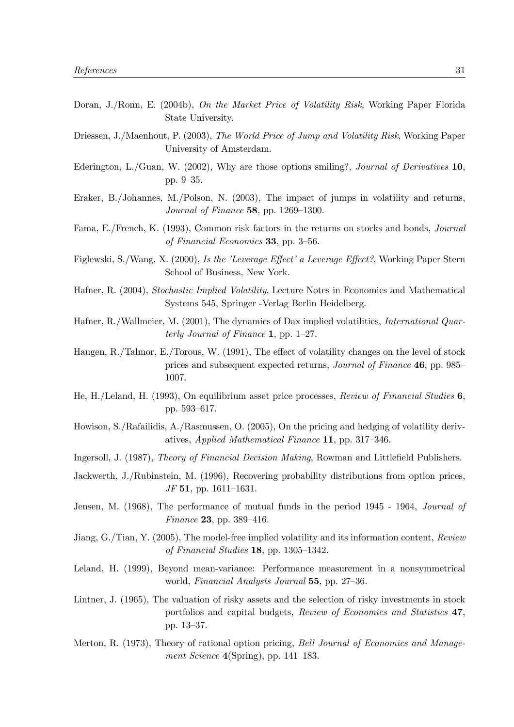Doran, J./Ronn, E. (2004b), *On the Market Price of Volatility Risk*, Working Paper Florida State University.

Driessen, J./Maenhout, P. (2003), *The World Price of Jump and Volatility Risk*, Working Paper University of Amsterdam.

Ederington, L./Guan, W. (2002), Why are those options smiling?, *Journal of Derivatives* **10**, pp. 9–35.

Eraker, B./Johannes, M./Polson, N. (2003), The impact of jumps in volatility and returns, *Journal of Finance* **58**, pp. 1269–1300.

Fama, E./French, K. (1993), Common risk factors in the returns on stocks and bonds, *Journal of Financial Economics* **33**, pp. 3–56.

Figlewski, S./Wang, X. (2000), *Is the 'Leverage Effect' a Leverage Effect?*, Working Paper Stern School of Business, New York.

Hafner, R. (2004), *Stochastic Implied Volatility*, Lecture Notes in Economics and Mathematical Systems 545, Springer -Verlag Berlin Heidelberg.

Hafner, R./Wallmeier, M. (2001), The dynamics of Dax implied volatilities, *International Quarterly Journal of Finance* **1**, pp. 1–27.

Haugen, R./Talmor, E./Torous, W. (1991), The effect of volatility changes on the level of stock prices and subsequent expected returns, *Journal of Finance* **46**, pp. 985–1007.

He, H./Leland, H. (1993), On equilibrium asset price processes, *Review of Financial Studies* **6**, pp. 593–617.

Howison, S./Rafailidis, A./Rasmussen, O. (2005), On the pricing and hedging of volatility derivatives, *Applied Mathematical Finance* **11**, pp. 317–346.

Ingersoll, J. (1987), *Theory of Financial Decision Making*, Rowman and Littlefield Publishers.

Jackwerth, J./Rubinstein, M. (1996), Recovering probability distributions from option prices, *JF* **51**, pp. 1611–1631.

Jensen, M. (1968), The performance of mutual funds in the period 1945 - 1964, *Journal of Finance* **23**, pp. 389–416.

Jiang, G./Tian, Y. (2005), The model-free implied volatility and its information content, *Review of Financial Studies* **18**, pp. 1305–1342.

Leland, H. (1999), Beyond mean-variance: Performance measurement in a nonsymmetrical world, *Financial Analysts Journal* **55**, pp. 27–36.

Lintner, J. (1965), The valuation of risky assets and the selection of risky investments in stock portfolios and capital budgets, *Review of Economics and Statistics* **47**, pp. 13–37.

Merton, R. (1973), Theory of rational option pricing, *Bell Journal of Economics and Management Science* **4**(Spring), pp. 141–183.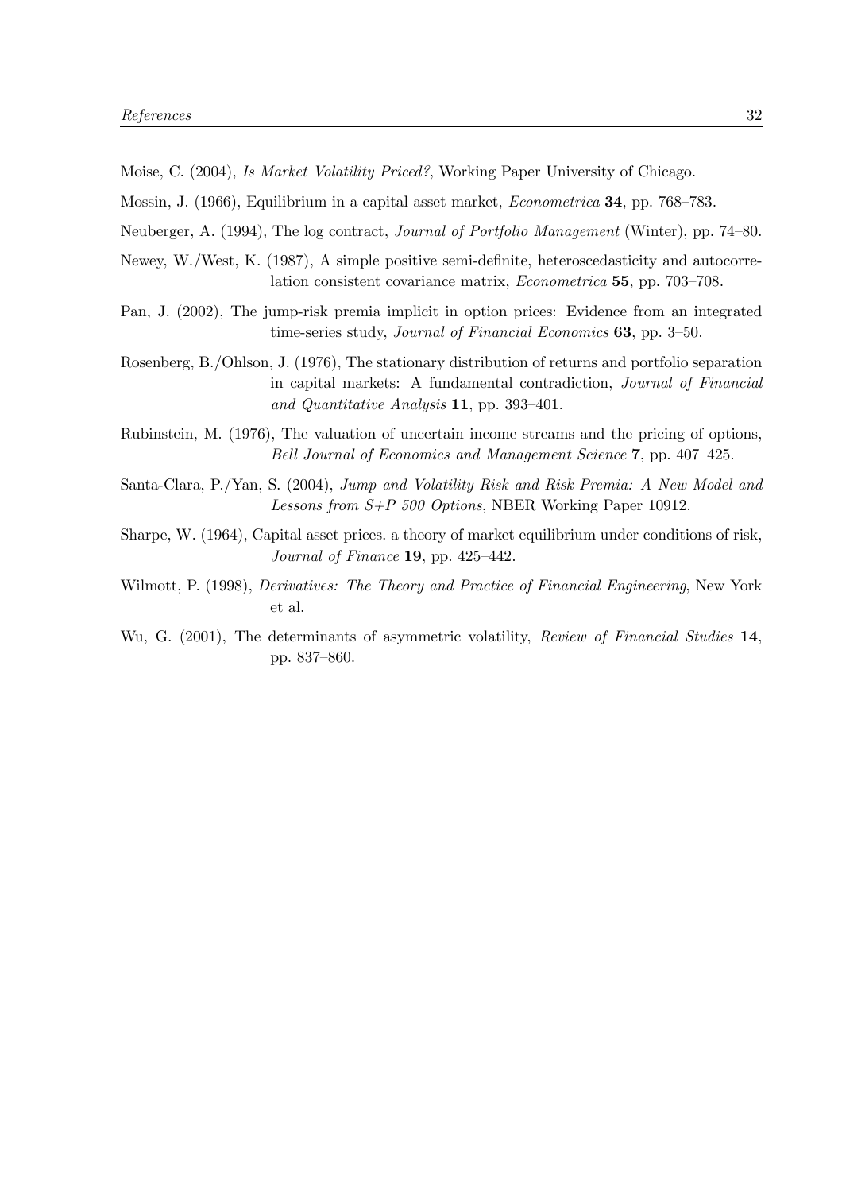Moise, C. (2004), *Is Market Volatility Priced?*, Working Paper University of Chicago.

Mossin, J. (1966), Equilibrium in a capital asset market, *Econometrica* **34**, pp. 768–783.

Neuberger, A. (1994), The log contract, *Journal of Portfolio Management* (Winter), pp. 74–80.

Newey, W./West, K. (1987), A simple positive semi-definite, heteroscedasticity and autocorrelation consistent covariance matrix, *Econometrica* **55**, pp. 703–708.

Pan, J. (2002), The jump-risk premia implicit in option prices: Evidence from an integrated time-series study, *Journal of Financial Economics* **63**, pp. 3–50.

Rosenberg, B./Ohlson, J. (1976), The stationary distribution of returns and portfolio separation in capital markets: A fundamental contradiction, *Journal of Financial and Quantitative Analysis* **11**, pp. 393–401.

Rubinstein, M. (1976), The valuation of uncertain income streams and the pricing of options, *Bell Journal of Economics and Management Science* **7**, pp. 407–425.

Santa-Clara, P./Yan, S. (2004), *Jump and Volatility Risk and Risk Premia: A New Model and Lessons from S+P 500 Options*, NBER Working Paper 10912.

Sharpe, W. (1964), Capital asset prices. a theory of market equilibrium under conditions of risk, *Journal of Finance* **19**, pp. 425–442.

Wilmott, P. (1998), *Derivatives: The Theory and Practice of Financial Engineering*, New York et al.

Wu, G. (2001), The determinants of asymmetric volatility, *Review of Financial Studies* **14**, pp. 837–860.